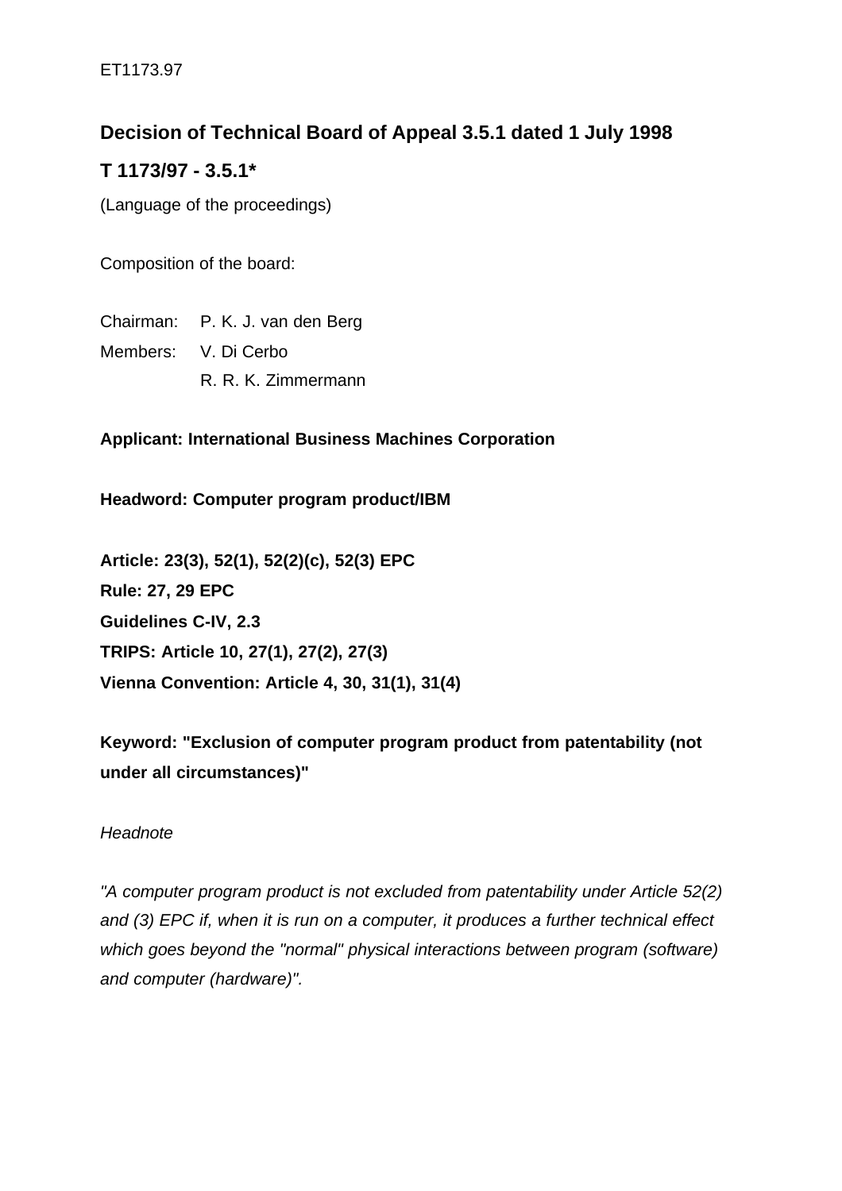ET1173.97

## Decision of Technical Board of Appeal 3.5.1 dated 1 July 1998

## T 1173/97 - 3.5.1*

(Language of the proceedings)

Composition of the board:

Chairman: P. K. J. van den Berg

Members: V. Di Cerbo

R. R. K. Zimmermann

**Applicant: International Business Machines Corporation**

**Headword: Computer program product/IBM**

**Article: 23(3), 52(1), 52(2)(c), 52(3) EPC**

**Rule: 27, 29 EPC**

**Guidelines C-IV, 2.3**

**TRIPS: Article 10, 27(1), 27(2), 27(3)**

**Vienna Convention: Article 4, 30, 31(1), 31(4)**

**Keyword: "Exclusion of computer program product from patentability (not under all circumstances)"**

*Headnote*

*"A computer program product is not excluded from patentability under Article 52(2) and (3) EPC if, when it is run on a computer, it produces a further technical effect which goes beyond the "normal" physical interactions between program (software) and computer (hardware)".*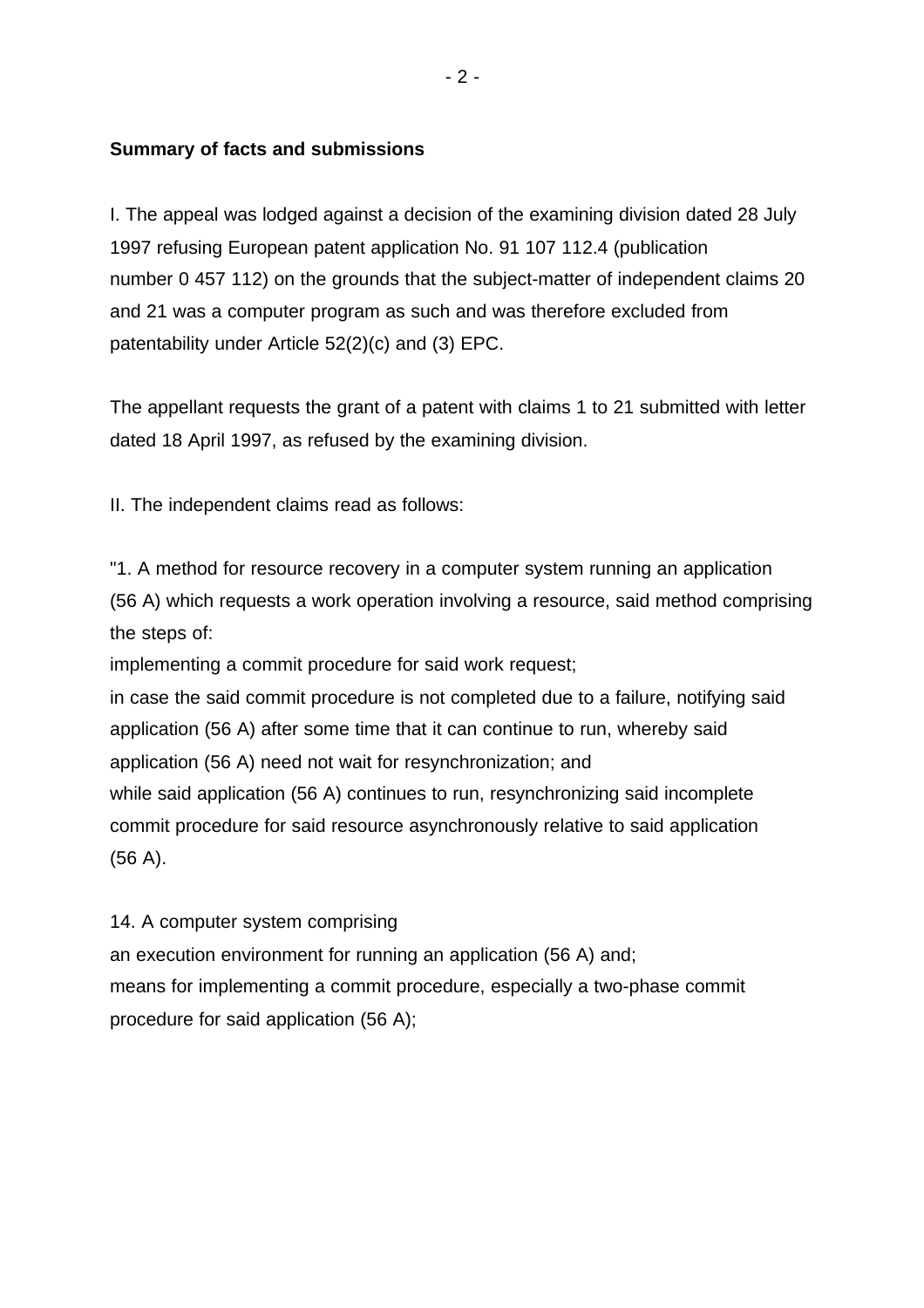**Summary of facts and submissions**

I. The appeal was lodged against a decision of the examining division dated 28 July 1997 refusing European patent application No. 91 107 112.4 (publication number 0 457 112) on the grounds that the subject-matter of independent claims 20 and 21 was a computer program as such and was therefore excluded from patentability under Article 52(2)(c) and (3) EPC.

The appellant requests the grant of a patent with claims 1 to 21 submitted with letter dated 18 April 1997, as refused by the examining division.

II. The independent claims read as follows:

"1. A method for resource recovery in a computer system running an application (56 A) which requests a work operation involving a resource, said method comprising the steps of:
implementing a commit procedure for said work request;
in case the said commit procedure is not completed due to a failure, notifying said application (56 A) after some time that it can continue to run, whereby said application (56 A) need not wait for resynchronization; and
while said application (56 A) continues to run, resynchronizing said incomplete commit procedure for said resource asynchronously relative to said application (56 A).

14. A computer system comprising
an execution environment for running an application (56 A) and;
means for implementing a commit procedure, especially a two-phase commit procedure for said application (56 A);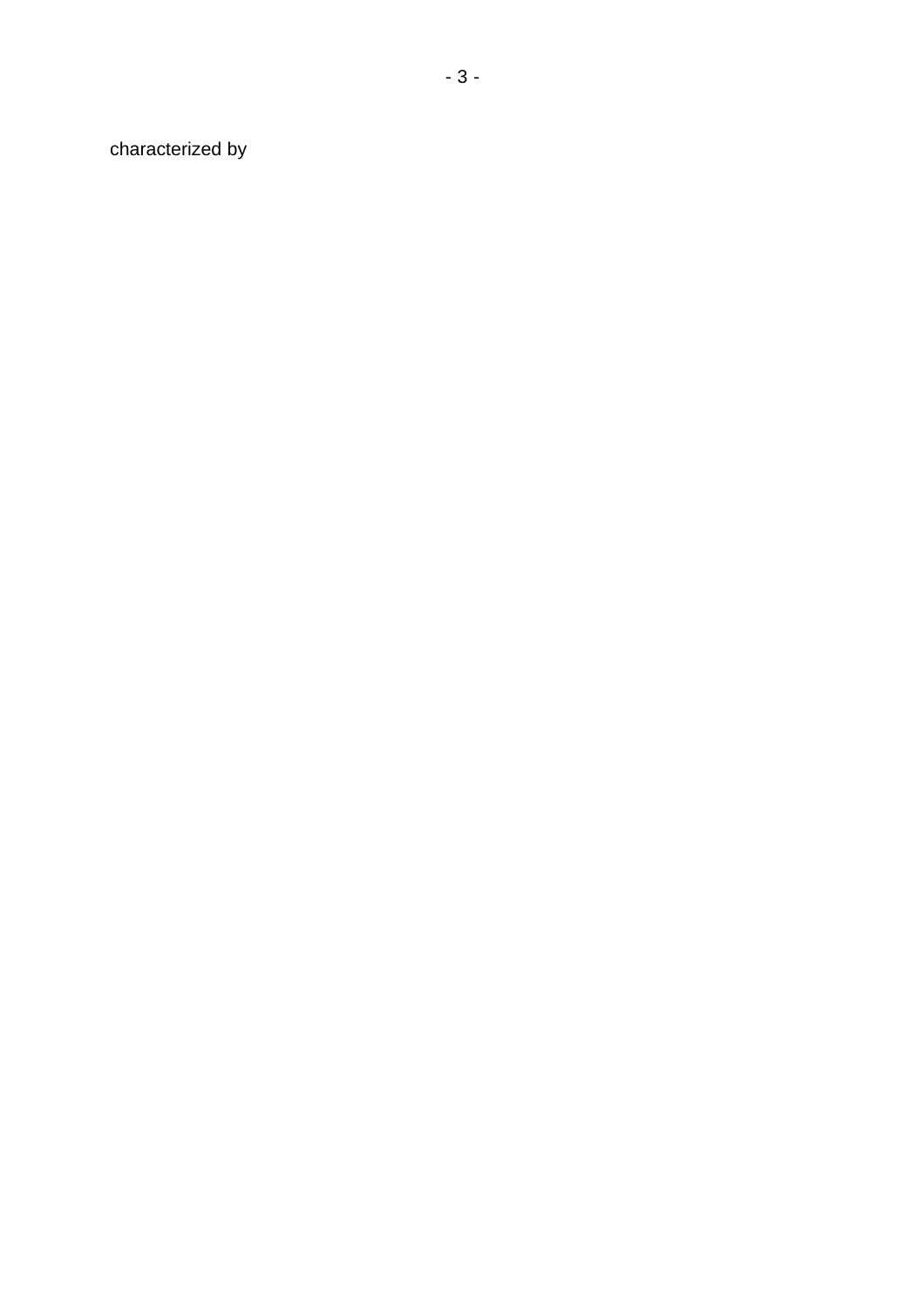characterized by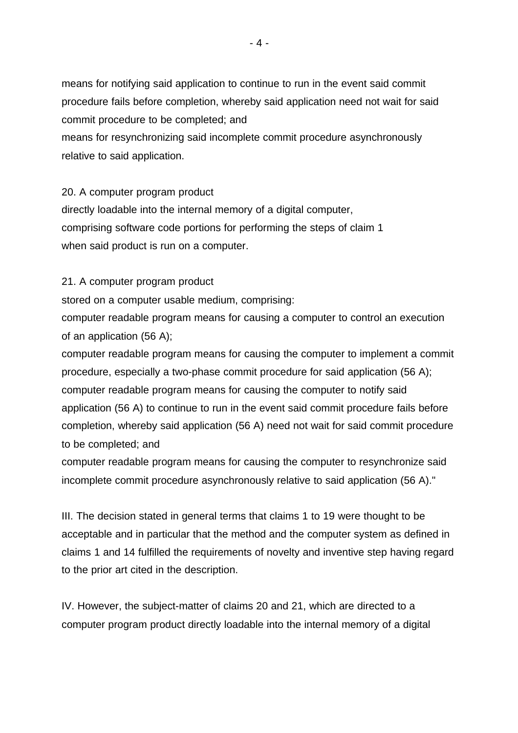means for notifying said application to continue to run in the event said commit procedure fails before completion, whereby said application need not wait for said commit procedure to be completed; and
means for resynchronizing said incomplete commit procedure asynchronously relative to said application.

20. A computer program product
directly loadable into the internal memory of a digital computer,
comprising software code portions for performing the steps of claim 1
when said product is run on a computer.

21. A computer program product
stored on a computer usable medium, comprising:
computer readable program means for causing a computer to control an execution of an application (56 A);
computer readable program means for causing the computer to implement a commit procedure, especially a two-phase commit procedure for said application (56 A);
computer readable program means for causing the computer to notify said application (56 A) to continue to run in the event said commit procedure fails before completion, whereby said application (56 A) need not wait for said commit procedure to be completed; and
computer readable program means for causing the computer to resynchronize said incomplete commit procedure asynchronously relative to said application (56 A)."

III. The decision stated in general terms that claims 1 to 19 were thought to be acceptable and in particular that the method and the computer system as defined in claims 1 and 14 fulfilled the requirements of novelty and inventive step having regard to the prior art cited in the description.

IV. However, the subject-matter of claims 20 and 21, which are directed to a computer program product directly loadable into the internal memory of a digital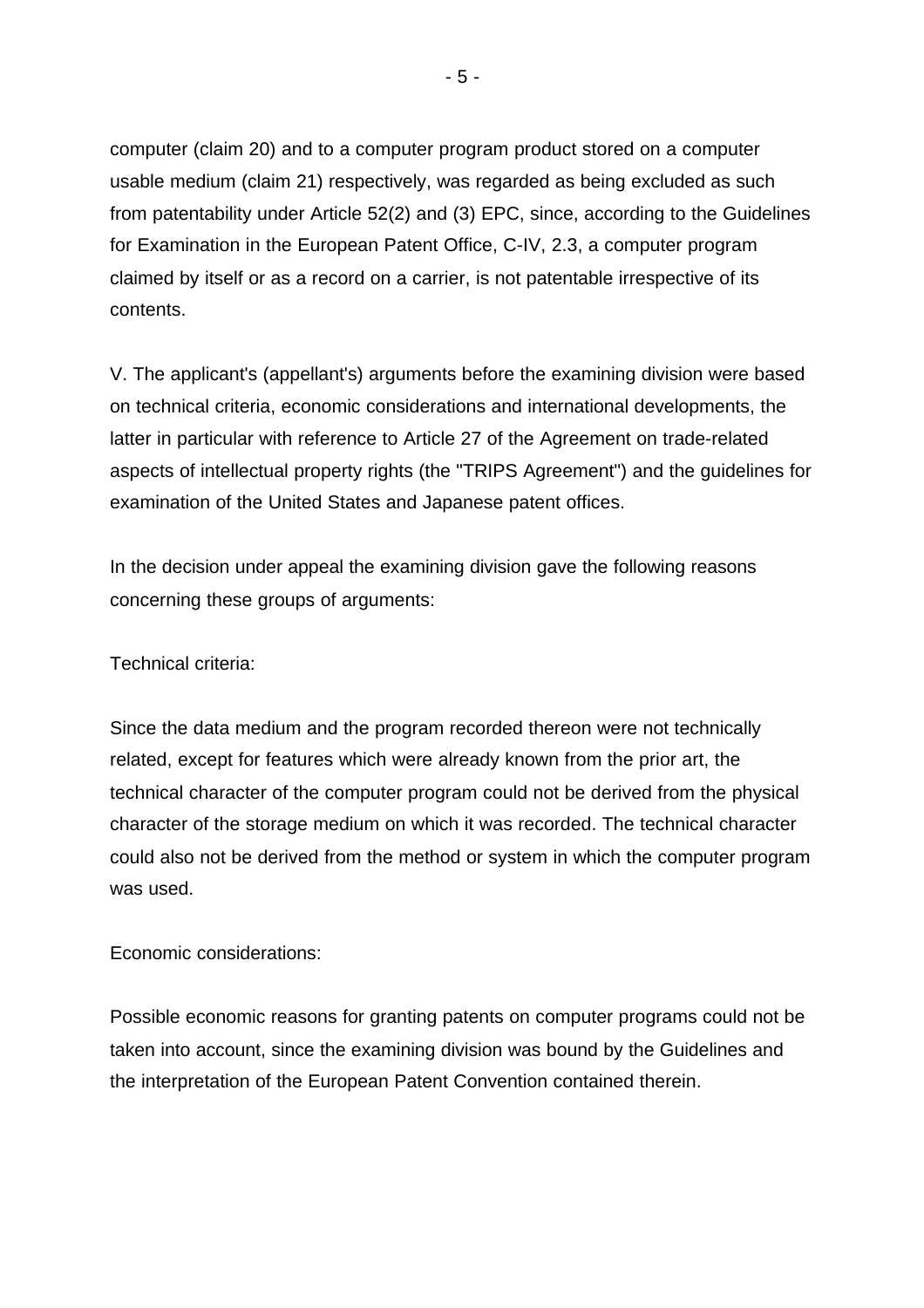computer (claim 20) and to a computer program product stored on a computer usable medium (claim 21) respectively, was regarded as being excluded as such from patentability under Article 52(2) and (3) EPC, since, according to the Guidelines for Examination in the European Patent Office, C-IV, 2.3, a computer program claimed by itself or as a record on a carrier, is not patentable irrespective of its contents.

V. The applicant's (appellant's) arguments before the examining division were based on technical criteria, economic considerations and international developments, the latter in particular with reference to Article 27 of the Agreement on trade-related aspects of intellectual property rights (the "TRIPS Agreement") and the guidelines for examination of the United States and Japanese patent offices.

In the decision under appeal the examining division gave the following reasons concerning these groups of arguments:

Technical criteria:

Since the data medium and the program recorded thereon were not technically related, except for features which were already known from the prior art, the technical character of the computer program could not be derived from the physical character of the storage medium on which it was recorded. The technical character could also not be derived from the method or system in which the computer program was used.

Economic considerations:

Possible economic reasons for granting patents on computer programs could not be taken into account, since the examining division was bound by the Guidelines and the interpretation of the European Patent Convention contained therein.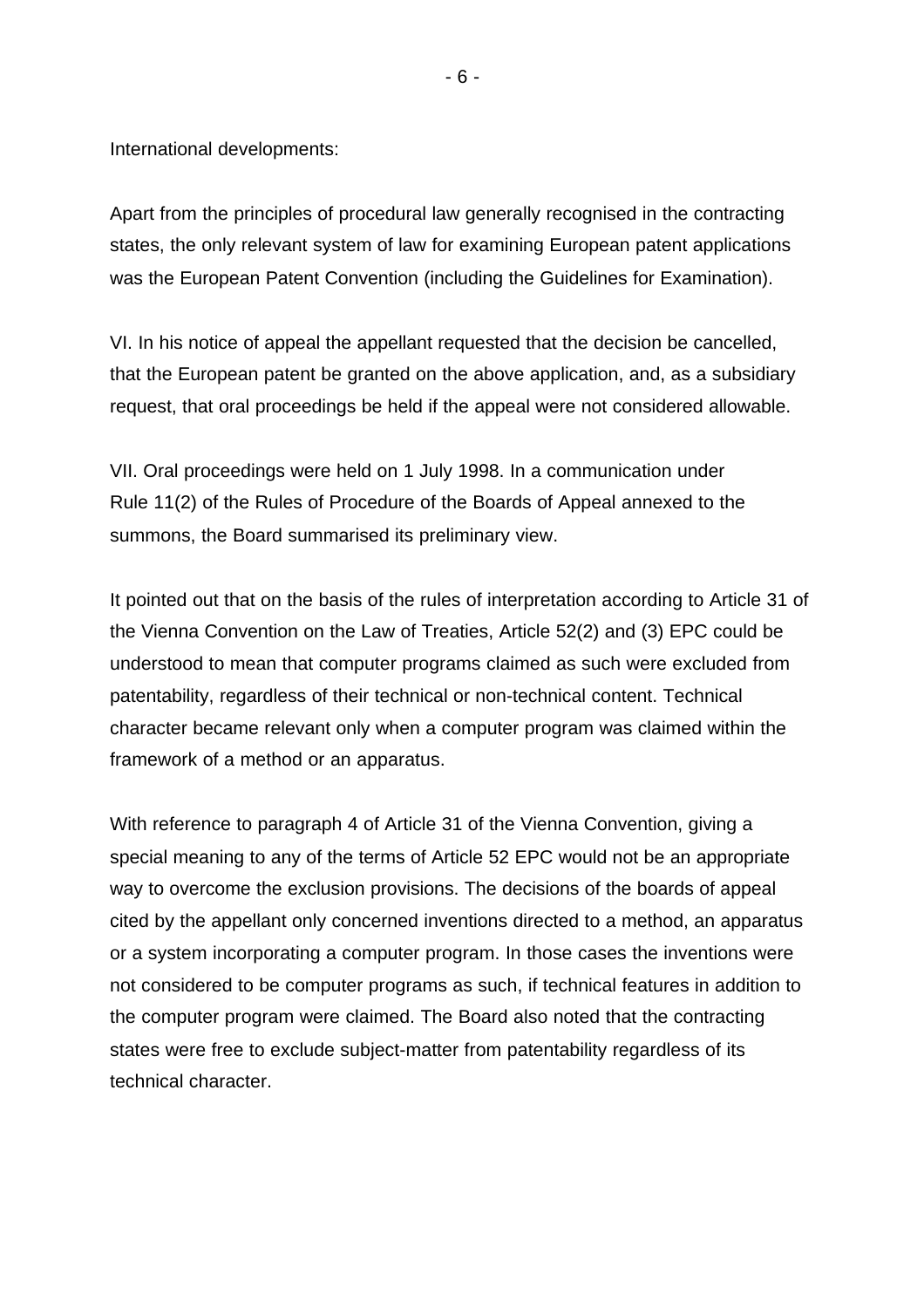International developments:

Apart from the principles of procedural law generally recognised in the contracting states, the only relevant system of law for examining European patent applications was the European Patent Convention (including the Guidelines for Examination).

VI. In his notice of appeal the appellant requested that the decision be cancelled, that the European patent be granted on the above application, and, as a subsidiary request, that oral proceedings be held if the appeal were not considered allowable.

VII. Oral proceedings were held on 1 July 1998. In a communication under Rule 11(2) of the Rules of Procedure of the Boards of Appeal annexed to the summons, the Board summarised its preliminary view.

It pointed out that on the basis of the rules of interpretation according to Article 31 of the Vienna Convention on the Law of Treaties, Article 52(2) and (3) EPC could be understood to mean that computer programs claimed as such were excluded from patentability, regardless of their technical or non-technical content. Technical character became relevant only when a computer program was claimed within the framework of a method or an apparatus.

With reference to paragraph 4 of Article 31 of the Vienna Convention, giving a special meaning to any of the terms of Article 52 EPC would not be an appropriate way to overcome the exclusion provisions. The decisions of the boards of appeal cited by the appellant only concerned inventions directed to a method, an apparatus or a system incorporating a computer program. In those cases the inventions were not considered to be computer programs as such, if technical features in addition to the computer program were claimed. The Board also noted that the contracting states were free to exclude subject-matter from patentability regardless of its technical character.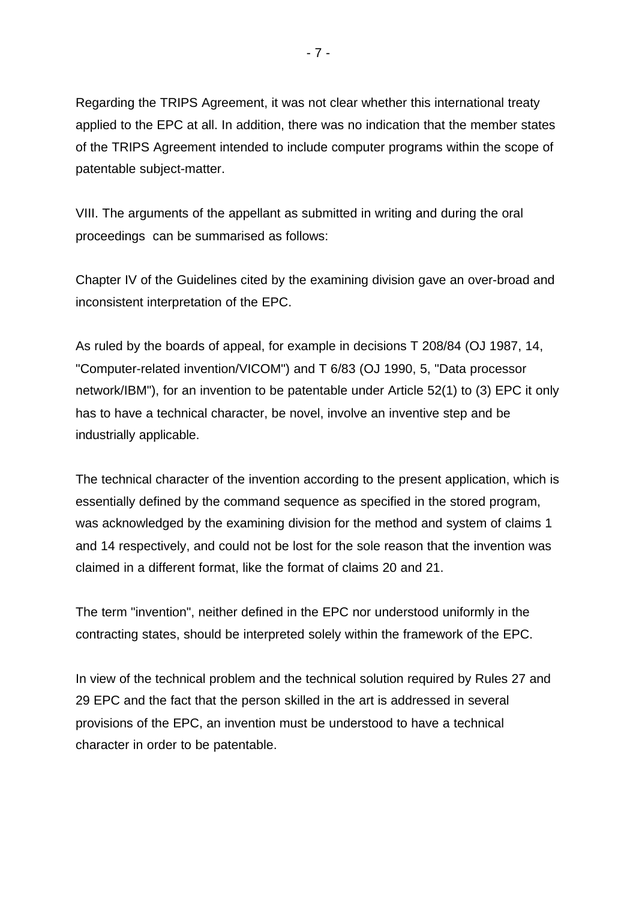Regarding the TRIPS Agreement, it was not clear whether this international treaty applied to the EPC at all. In addition, there was no indication that the member states of the TRIPS Agreement intended to include computer programs within the scope of patentable subject-matter.

VIII. The arguments of the appellant as submitted in writing and during the oral proceedings can be summarised as follows:

Chapter IV of the Guidelines cited by the examining division gave an over-broad and inconsistent interpretation of the EPC.

As ruled by the boards of appeal, for example in decisions T 208/84 (OJ 1987, 14, "Computer-related invention/VICOM") and T 6/83 (OJ 1990, 5, "Data processor network/IBM"), for an invention to be patentable under Article 52(1) to (3) EPC it only has to have a technical character, be novel, involve an inventive step and be industrially applicable.

The technical character of the invention according to the present application, which is essentially defined by the command sequence as specified in the stored program, was acknowledged by the examining division for the method and system of claims 1 and 14 respectively, and could not be lost for the sole reason that the invention was claimed in a different format, like the format of claims 20 and 21.

The term "invention", neither defined in the EPC nor understood uniformly in the contracting states, should be interpreted solely within the framework of the EPC.

In view of the technical problem and the technical solution required by Rules 27 and 29 EPC and the fact that the person skilled in the art is addressed in several provisions of the EPC, an invention must be understood to have a technical character in order to be patentable.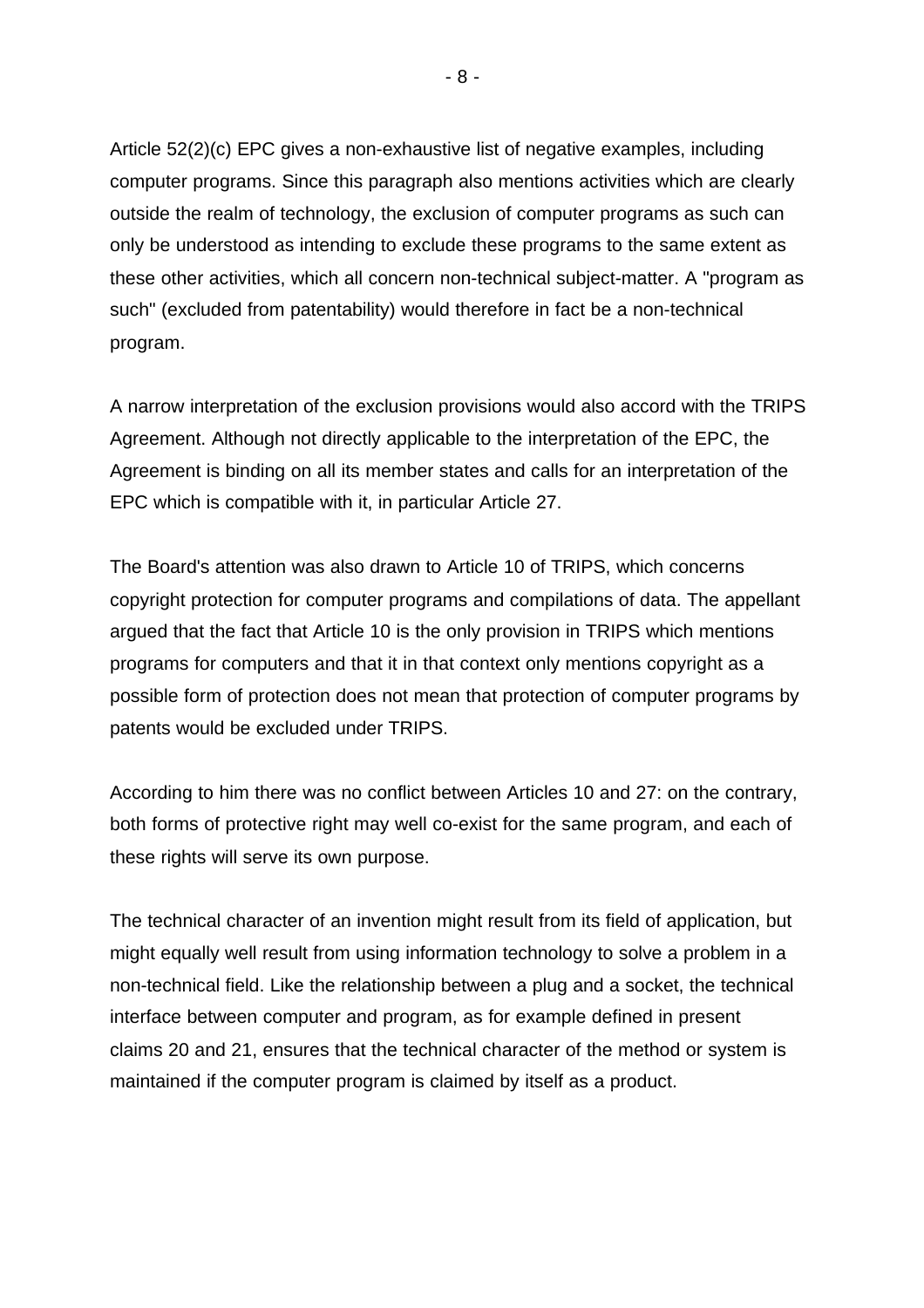Article 52(2)(c) EPC gives a non-exhaustive list of negative examples, including computer programs. Since this paragraph also mentions activities which are clearly outside the realm of technology, the exclusion of computer programs as such can only be understood as intending to exclude these programs to the same extent as these other activities, which all concern non-technical subject-matter. A "program as such" (excluded from patentability) would therefore in fact be a non-technical program.

A narrow interpretation of the exclusion provisions would also accord with the TRIPS Agreement. Although not directly applicable to the interpretation of the EPC, the Agreement is binding on all its member states and calls for an interpretation of the EPC which is compatible with it, in particular Article 27.

The Board's attention was also drawn to Article 10 of TRIPS, which concerns copyright protection for computer programs and compilations of data. The appellant argued that the fact that Article 10 is the only provision in TRIPS which mentions programs for computers and that it in that context only mentions copyright as a possible form of protection does not mean that protection of computer programs by patents would be excluded under TRIPS.

According to him there was no conflict between Articles 10 and 27: on the contrary, both forms of protective right may well co-exist for the same program, and each of these rights will serve its own purpose.

The technical character of an invention might result from its field of application, but might equally well result from using information technology to solve a problem in a non-technical field. Like the relationship between a plug and a socket, the technical interface between computer and program, as for example defined in present claims 20 and 21, ensures that the technical character of the method or system is maintained if the computer program is claimed by itself as a product.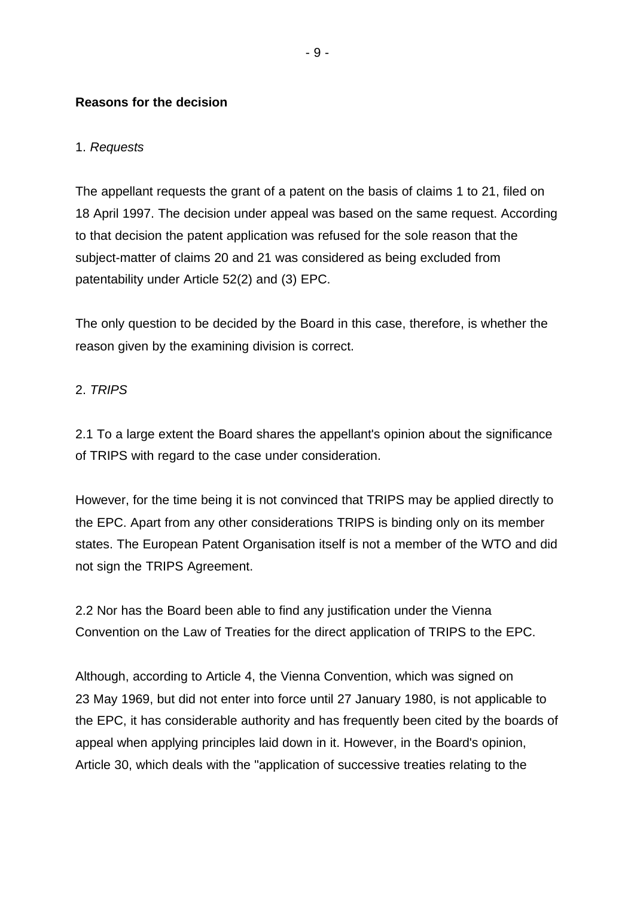**Reasons for the decision**

1. *Requests*

The appellant requests the grant of a patent on the basis of claims 1 to 21, filed on 18 April 1997. The decision under appeal was based on the same request. According to that decision the patent application was refused for the sole reason that the subject-matter of claims 20 and 21 was considered as being excluded from patentability under Article 52(2) and (3) EPC.

The only question to be decided by the Board in this case, therefore, is whether the reason given by the examining division is correct.

2. *TRIPS*

2.1 To a large extent the Board shares the appellant's opinion about the significance of TRIPS with regard to the case under consideration.

However, for the time being it is not convinced that TRIPS may be applied directly to the EPC. Apart from any other considerations TRIPS is binding only on its member states. The European Patent Organisation itself is not a member of the WTO and did not sign the TRIPS Agreement.

2.2 Nor has the Board been able to find any justification under the Vienna Convention on the Law of Treaties for the direct application of TRIPS to the EPC.

Although, according to Article 4, the Vienna Convention, which was signed on 23 May 1969, but did not enter into force until 27 January 1980, is not applicable to the EPC, it has considerable authority and has frequently been cited by the boards of appeal when applying principles laid down in it. However, in the Board's opinion, Article 30, which deals with the "application of successive treaties relating to the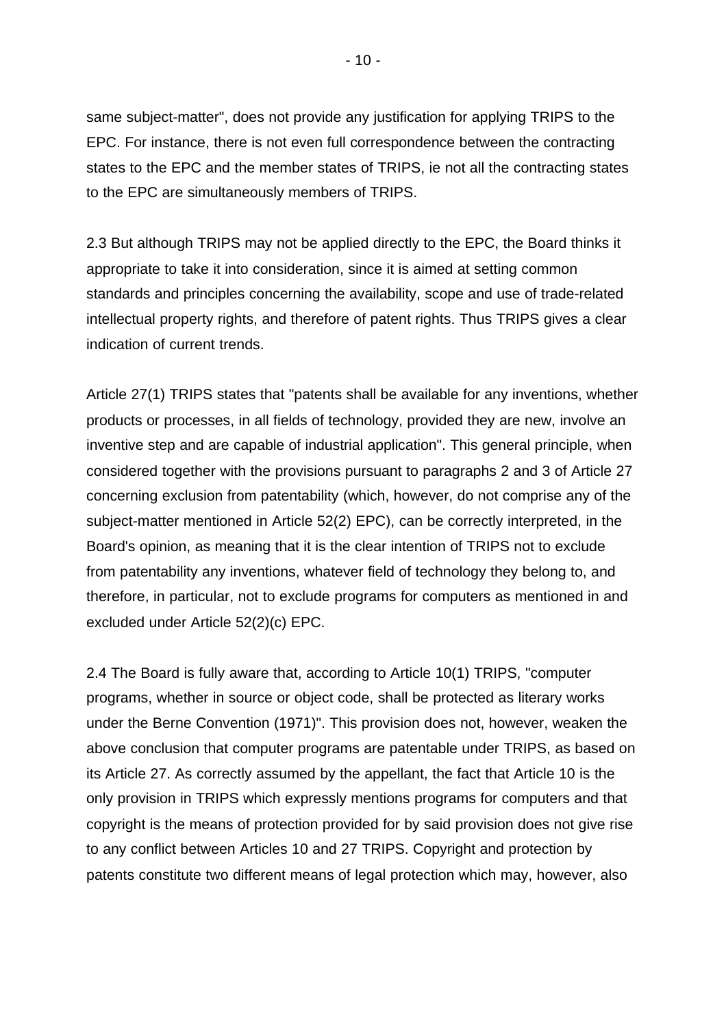same subject-matter", does not provide any justification for applying TRIPS to the EPC. For instance, there is not even full correspondence between the contracting states to the EPC and the member states of TRIPS, ie not all the contracting states to the EPC are simultaneously members of TRIPS.

2.3 But although TRIPS may not be applied directly to the EPC, the Board thinks it appropriate to take it into consideration, since it is aimed at setting common standards and principles concerning the availability, scope and use of trade-related intellectual property rights, and therefore of patent rights. Thus TRIPS gives a clear indication of current trends.

Article 27(1) TRIPS states that "patents shall be available for any inventions, whether products or processes, in all fields of technology, provided they are new, involve an inventive step and are capable of industrial application". This general principle, when considered together with the provisions pursuant to paragraphs 2 and 3 of Article 27 concerning exclusion from patentability (which, however, do not comprise any of the subject-matter mentioned in Article 52(2) EPC), can be correctly interpreted, in the Board's opinion, as meaning that it is the clear intention of TRIPS not to exclude from patentability any inventions, whatever field of technology they belong to, and therefore, in particular, not to exclude programs for computers as mentioned in and excluded under Article 52(2)(c) EPC.

2.4 The Board is fully aware that, according to Article 10(1) TRIPS, "computer programs, whether in source or object code, shall be protected as literary works under the Berne Convention (1971)". This provision does not, however, weaken the above conclusion that computer programs are patentable under TRIPS, as based on its Article 27. As correctly assumed by the appellant, the fact that Article 10 is the only provision in TRIPS which expressly mentions programs for computers and that copyright is the means of protection provided for by said provision does not give rise to any conflict between Articles 10 and 27 TRIPS. Copyright and protection by patents constitute two different means of legal protection which may, however, also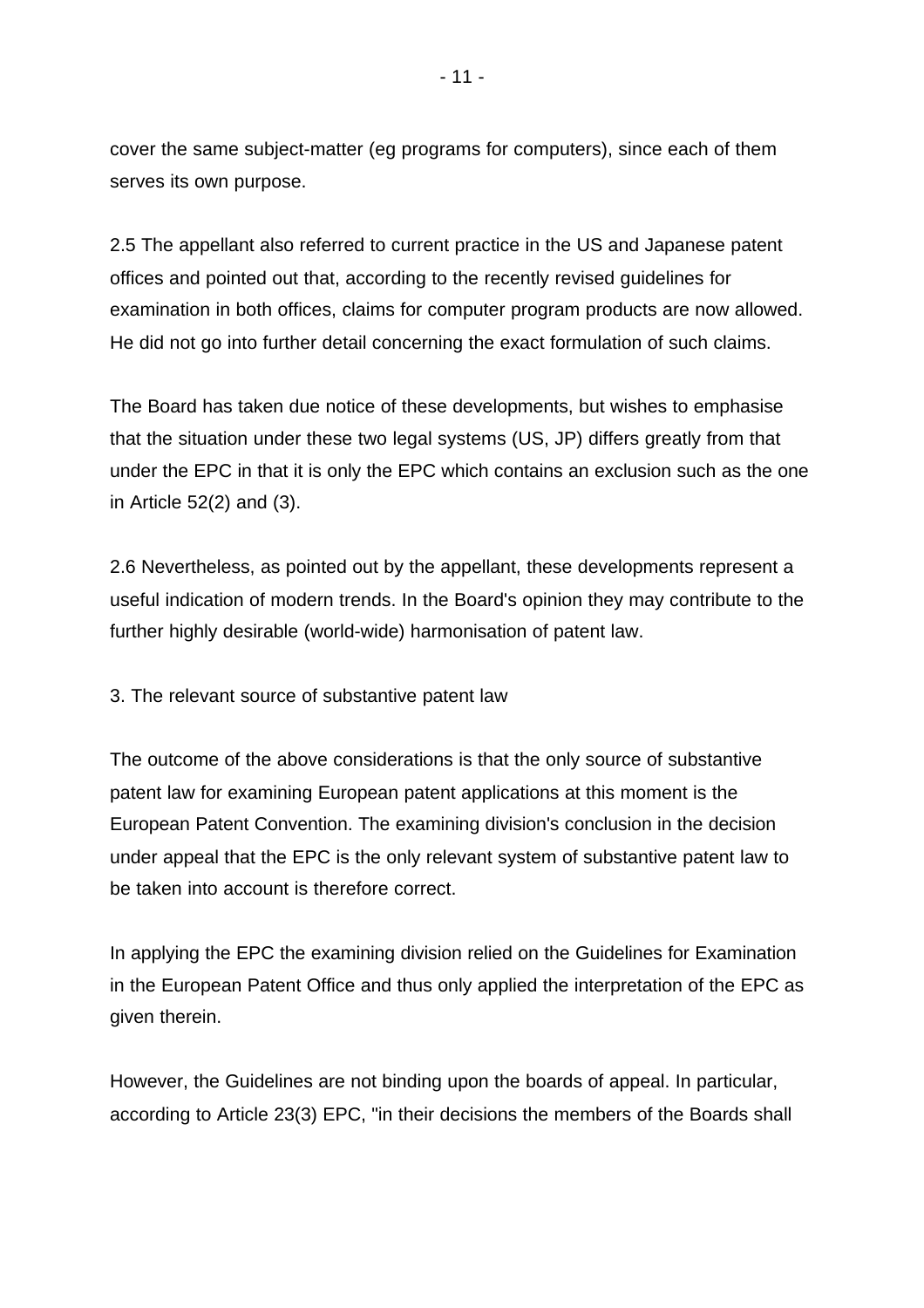cover the same subject-matter (eg programs for computers), since each of them serves its own purpose.

2.5 The appellant also referred to current practice in the US and Japanese patent offices and pointed out that, according to the recently revised guidelines for examination in both offices, claims for computer program products are now allowed. He did not go into further detail concerning the exact formulation of such claims.

The Board has taken due notice of these developments, but wishes to emphasise that the situation under these two legal systems (US, JP) differs greatly from that under the EPC in that it is only the EPC which contains an exclusion such as the one in Article 52(2) and (3).

2.6 Nevertheless, as pointed out by the appellant, these developments represent a useful indication of modern trends. In the Board's opinion they may contribute to the further highly desirable (world-wide) harmonisation of patent law.

3. The relevant source of substantive patent law

The outcome of the above considerations is that the only source of substantive patent law for examining European patent applications at this moment is the European Patent Convention. The examining division's conclusion in the decision under appeal that the EPC is the only relevant system of substantive patent law to be taken into account is therefore correct.

In applying the EPC the examining division relied on the Guidelines for Examination in the European Patent Office and thus only applied the interpretation of the EPC as given therein.

However, the Guidelines are not binding upon the boards of appeal. In particular, according to Article 23(3) EPC, "in their decisions the members of the Boards shall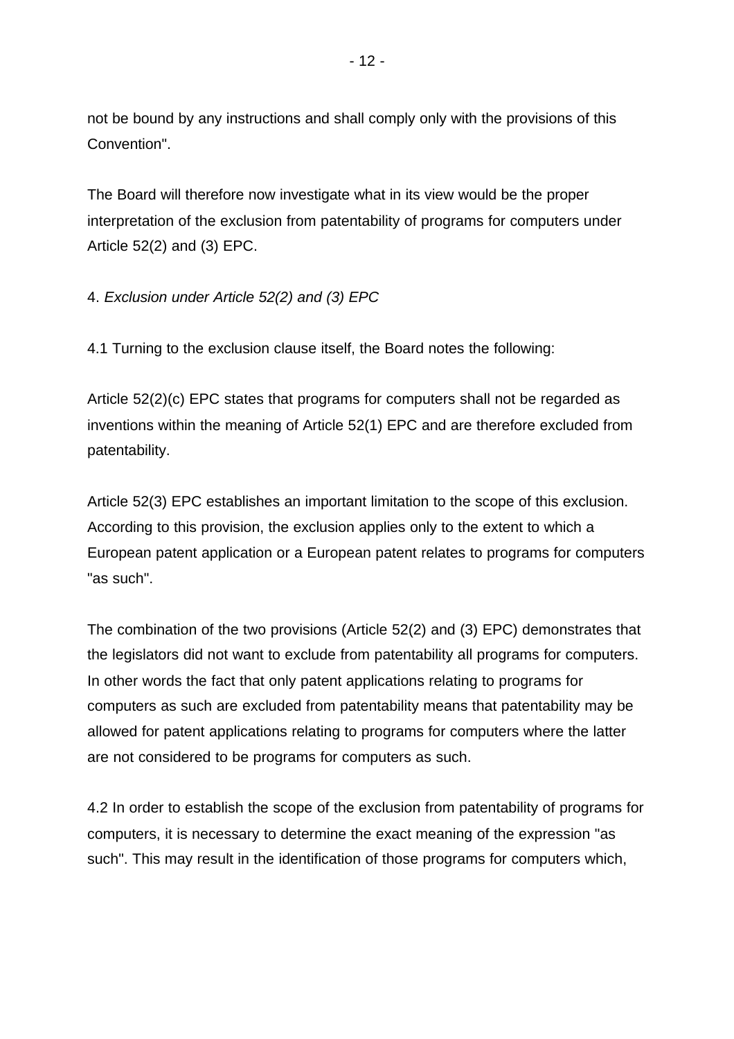not be bound by any instructions and shall comply only with the provisions of this Convention".

The Board will therefore now investigate what in its view would be the proper interpretation of the exclusion from patentability of programs for computers under Article 52(2) and (3) EPC.

4. *Exclusion under Article 52(2) and (3) EPC*

4.1 Turning to the exclusion clause itself, the Board notes the following:

Article 52(2)(c) EPC states that programs for computers shall not be regarded as inventions within the meaning of Article 52(1) EPC and are therefore excluded from patentability.

Article 52(3) EPC establishes an important limitation to the scope of this exclusion. According to this provision, the exclusion applies only to the extent to which a European patent application or a European patent relates to programs for computers "as such".

The combination of the two provisions (Article 52(2) and (3) EPC) demonstrates that the legislators did not want to exclude from patentability all programs for computers. In other words the fact that only patent applications relating to programs for computers as such are excluded from patentability means that patentability may be allowed for patent applications relating to programs for computers where the latter are not considered to be programs for computers as such.

4.2 In order to establish the scope of the exclusion from patentability of programs for computers, it is necessary to determine the exact meaning of the expression "as such". This may result in the identification of those programs for computers which,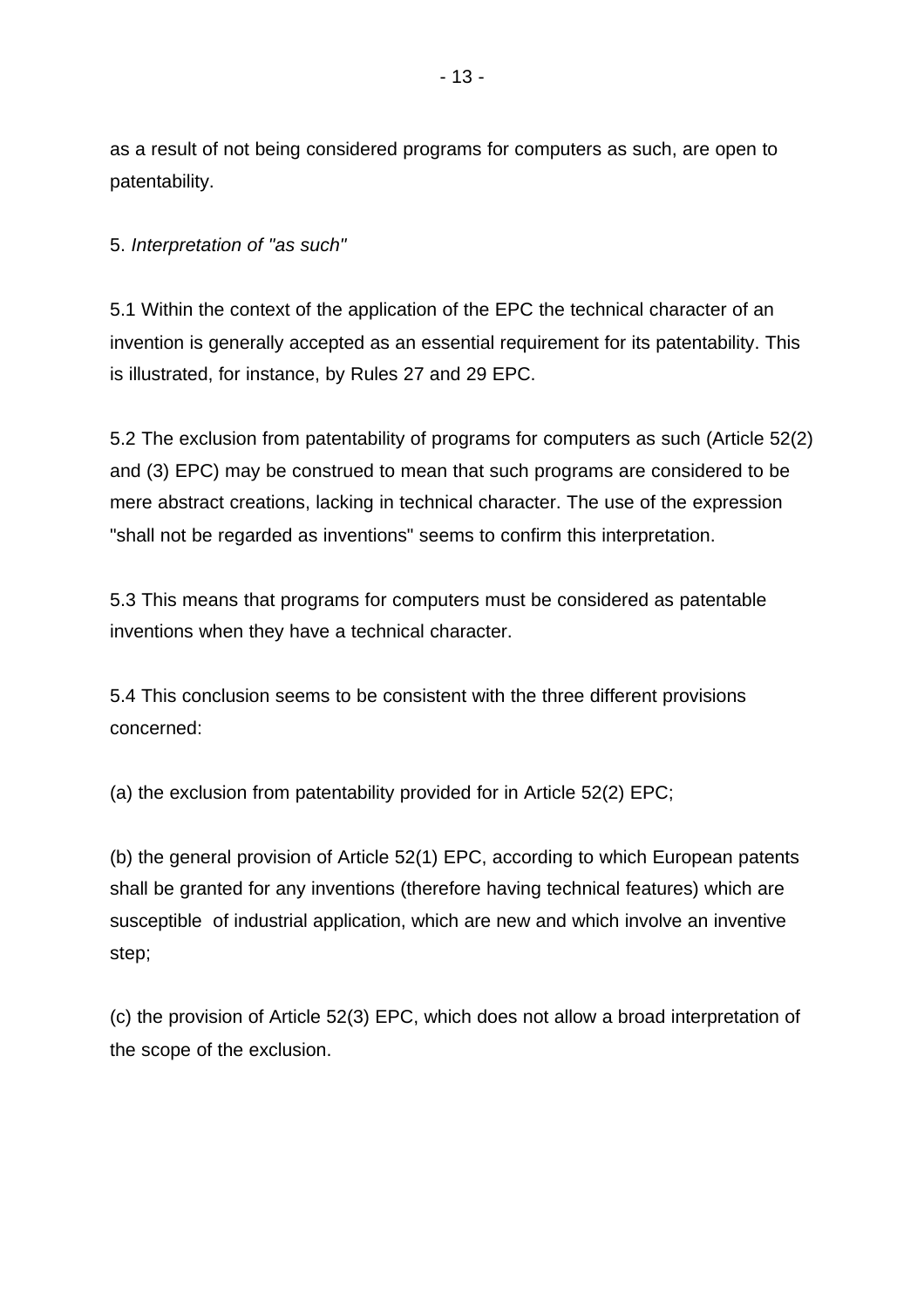as a result of not being considered programs for computers as such, are open to patentability.

5. *Interpretation of "as such"*

5.1 Within the context of the application of the EPC the technical character of an invention is generally accepted as an essential requirement for its patentability. This is illustrated, for instance, by Rules 27 and 29 EPC.

5.2 The exclusion from patentability of programs for computers as such (Article 52(2) and (3) EPC) may be construed to mean that such programs are considered to be mere abstract creations, lacking in technical character. The use of the expression "shall not be regarded as inventions" seems to confirm this interpretation.

5.3 This means that programs for computers must be considered as patentable inventions when they have a technical character.

5.4 This conclusion seems to be consistent with the three different provisions concerned:

(a) the exclusion from patentability provided for in Article 52(2) EPC;

(b) the general provision of Article 52(1) EPC, according to which European patents shall be granted for any inventions (therefore having technical features) which are susceptible of industrial application, which are new and which involve an inventive step;

(c) the provision of Article 52(3) EPC, which does not allow a broad interpretation of the scope of the exclusion.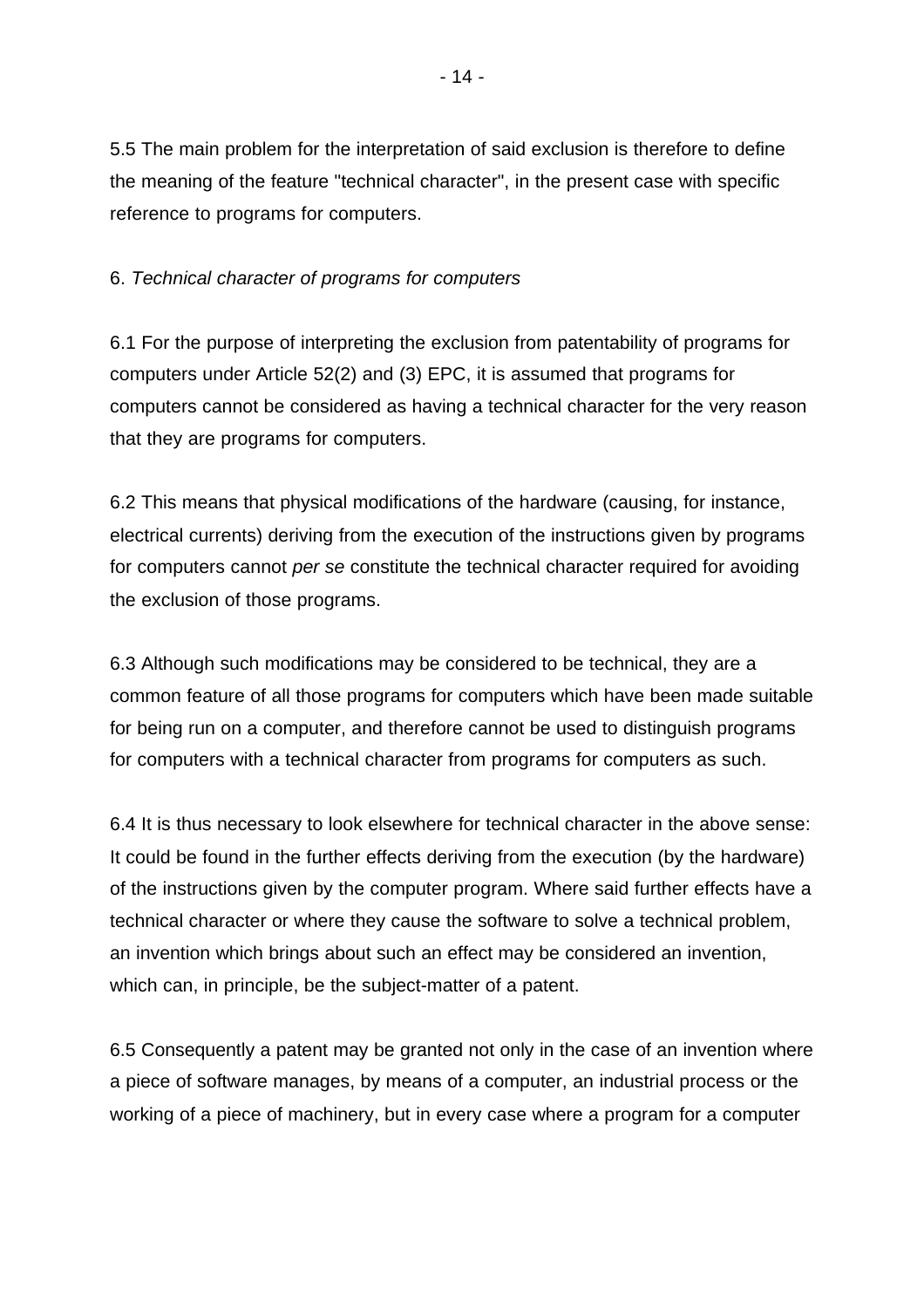5.5 The main problem for the interpretation of said exclusion is therefore to define the meaning of the feature "technical character", in the present case with specific reference to programs for computers.

6. *Technical character of programs for computers*

6.1 For the purpose of interpreting the exclusion from patentability of programs for computers under Article 52(2) and (3) EPC, it is assumed that programs for computers cannot be considered as having a technical character for the very reason that they are programs for computers.

6.2 This means that physical modifications of the hardware (causing, for instance, electrical currents) deriving from the execution of the instructions given by programs for computers cannot *per se* constitute the technical character required for avoiding the exclusion of those programs.

6.3 Although such modifications may be considered to be technical, they are a common feature of all those programs for computers which have been made suitable for being run on a computer, and therefore cannot be used to distinguish programs for computers with a technical character from programs for computers as such.

6.4 It is thus necessary to look elsewhere for technical character in the above sense: It could be found in the further effects deriving from the execution (by the hardware) of the instructions given by the computer program. Where said further effects have a technical character or where they cause the software to solve a technical problem, an invention which brings about such an effect may be considered an invention, which can, in principle, be the subject-matter of a patent.

6.5 Consequently a patent may be granted not only in the case of an invention where a piece of software manages, by means of a computer, an industrial process or the working of a piece of machinery, but in every case where a program for a computer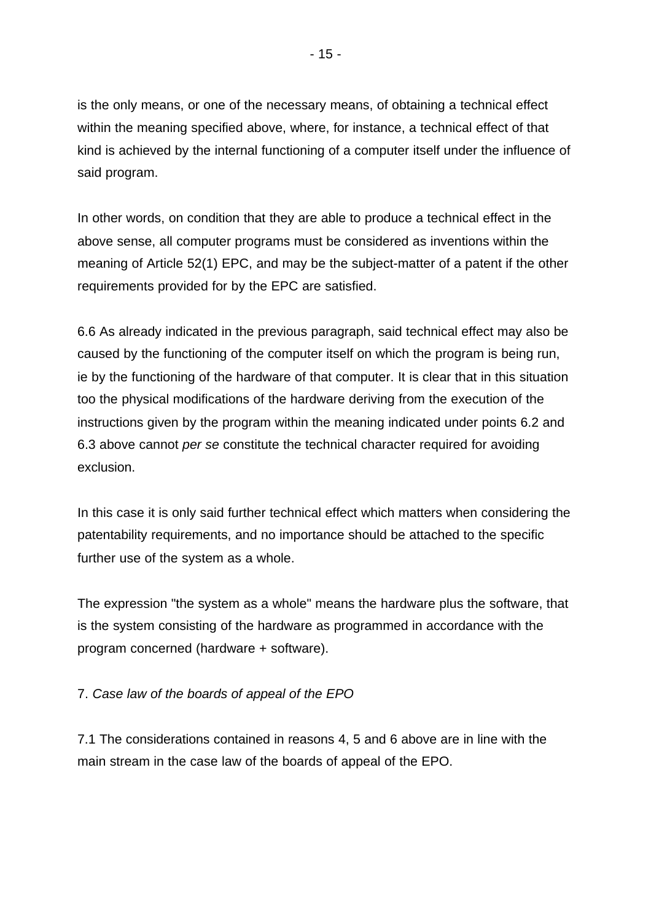is the only means, or one of the necessary means, of obtaining a technical effect within the meaning specified above, where, for instance, a technical effect of that kind is achieved by the internal functioning of a computer itself under the influence of said program.

In other words, on condition that they are able to produce a technical effect in the above sense, all computer programs must be considered as inventions within the meaning of Article 52(1) EPC, and may be the subject-matter of a patent if the other requirements provided for by the EPC are satisfied.

6.6 As already indicated in the previous paragraph, said technical effect may also be caused by the functioning of the computer itself on which the program is being run, ie by the functioning of the hardware of that computer. It is clear that in this situation too the physical modifications of the hardware deriving from the execution of the instructions given by the program within the meaning indicated under points 6.2 and 6.3 above cannot *per se* constitute the technical character required for avoiding exclusion.

In this case it is only said further technical effect which matters when considering the patentability requirements, and no importance should be attached to the specific further use of the system as a whole.

The expression "the system as a whole" means the hardware plus the software, that is the system consisting of the hardware as programmed in accordance with the program concerned (hardware + software).

7. *Case law of the boards of appeal of the EPO*

7.1 The considerations contained in reasons 4, 5 and 6 above are in line with the main stream in the case law of the boards of appeal of the EPO.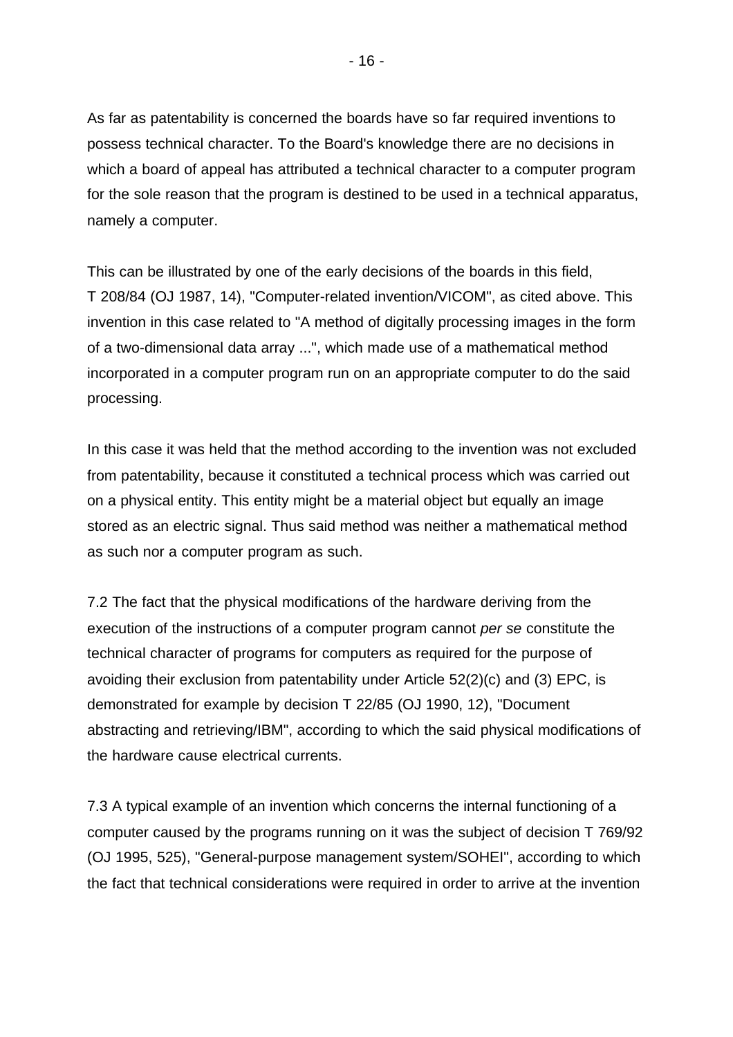As far as patentability is concerned the boards have so far required inventions to possess technical character. To the Board's knowledge there are no decisions in which a board of appeal has attributed a technical character to a computer program for the sole reason that the program is destined to be used in a technical apparatus, namely a computer.

This can be illustrated by one of the early decisions of the boards in this field, T 208/84 (OJ 1987, 14), "Computer-related invention/VICOM", as cited above. This invention in this case related to "A method of digitally processing images in the form of a two-dimensional data array ...", which made use of a mathematical method incorporated in a computer program run on an appropriate computer to do the said processing.

In this case it was held that the method according to the invention was not excluded from patentability, because it constituted a technical process which was carried out on a physical entity. This entity might be a material object but equally an image stored as an electric signal. Thus said method was neither a mathematical method as such nor a computer program as such.

7.2 The fact that the physical modifications of the hardware deriving from the execution of the instructions of a computer program cannot *per se* constitute the technical character of programs for computers as required for the purpose of avoiding their exclusion from patentability under Article 52(2)(c) and (3) EPC, is demonstrated for example by decision T 22/85 (OJ 1990, 12), "Document abstracting and retrieving/IBM", according to which the said physical modifications of the hardware cause electrical currents.

7.3 A typical example of an invention which concerns the internal functioning of a computer caused by the programs running on it was the subject of decision T 769/92 (OJ 1995, 525), "General-purpose management system/SOHEI", according to which the fact that technical considerations were required in order to arrive at the invention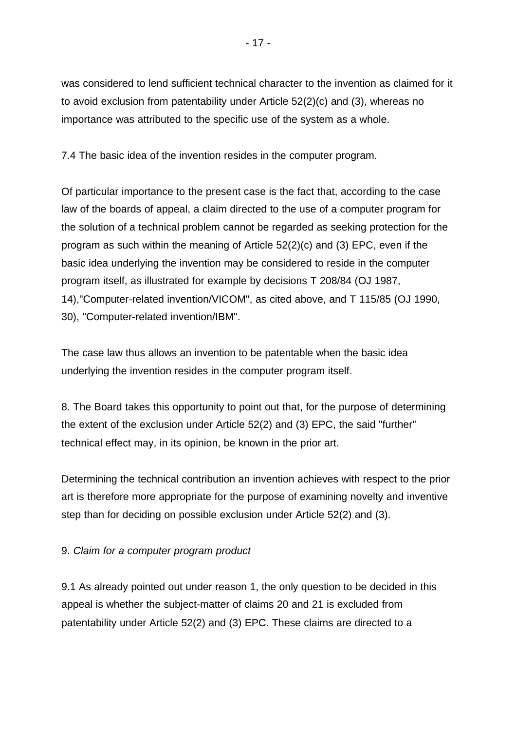was considered to lend sufficient technical character to the invention as claimed for it to avoid exclusion from patentability under Article 52(2)(c) and (3), whereas no importance was attributed to the specific use of the system as a whole.

7.4 The basic idea of the invention resides in the computer program.

Of particular importance to the present case is the fact that, according to the case law of the boards of appeal, a claim directed to the use of a computer program for the solution of a technical problem cannot be regarded as seeking protection for the program as such within the meaning of Article 52(2)(c) and (3) EPC, even if the basic idea underlying the invention may be considered to reside in the computer program itself, as illustrated for example by decisions T 208/84 (OJ 1987, 14),"Computer-related invention/VICOM", as cited above, and T 115/85 (OJ 1990, 30), "Computer-related invention/IBM".

The case law thus allows an invention to be patentable when the basic idea underlying the invention resides in the computer program itself.

8. The Board takes this opportunity to point out that, for the purpose of determining the extent of the exclusion under Article 52(2) and (3) EPC, the said "further" technical effect may, in its opinion, be known in the prior art.

Determining the technical contribution an invention achieves with respect to the prior art is therefore more appropriate for the purpose of examining novelty and inventive step than for deciding on possible exclusion under Article 52(2) and (3).

9. *Claim for a computer program product*

9.1 As already pointed out under reason 1, the only question to be decided in this appeal is whether the subject-matter of claims 20 and 21 is excluded from patentability under Article 52(2) and (3) EPC. These claims are directed to a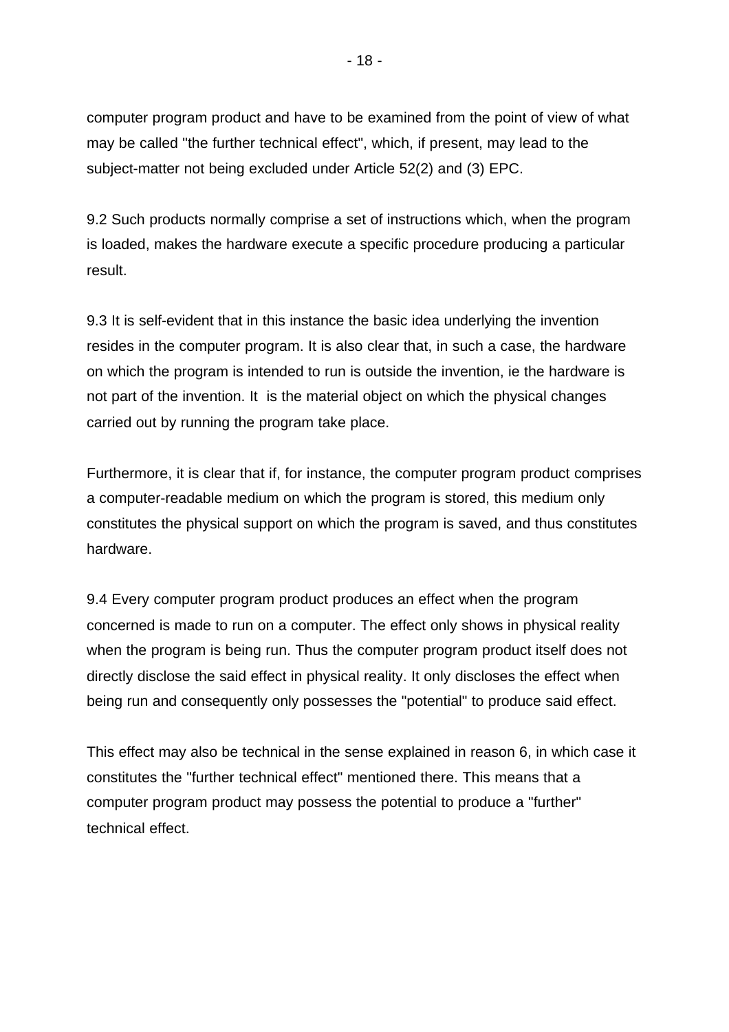computer program product and have to be examined from the point of view of what may be called "the further technical effect", which, if present, may lead to the subject-matter not being excluded under Article 52(2) and (3) EPC.

9.2 Such products normally comprise a set of instructions which, when the program is loaded, makes the hardware execute a specific procedure producing a particular result.

9.3 It is self-evident that in this instance the basic idea underlying the invention resides in the computer program. It is also clear that, in such a case, the hardware on which the program is intended to run is outside the invention, ie the hardware is not part of the invention. It is the material object on which the physical changes carried out by running the program take place.

Furthermore, it is clear that if, for instance, the computer program product comprises a computer-readable medium on which the program is stored, this medium only constitutes the physical support on which the program is saved, and thus constitutes hardware.

9.4 Every computer program product produces an effect when the program concerned is made to run on a computer. The effect only shows in physical reality when the program is being run. Thus the computer program product itself does not directly disclose the said effect in physical reality. It only discloses the effect when being run and consequently only possesses the "potential" to produce said effect.

This effect may also be technical in the sense explained in reason 6, in which case it constitutes the "further technical effect" mentioned there. This means that a computer program product may possess the potential to produce a "further" technical effect.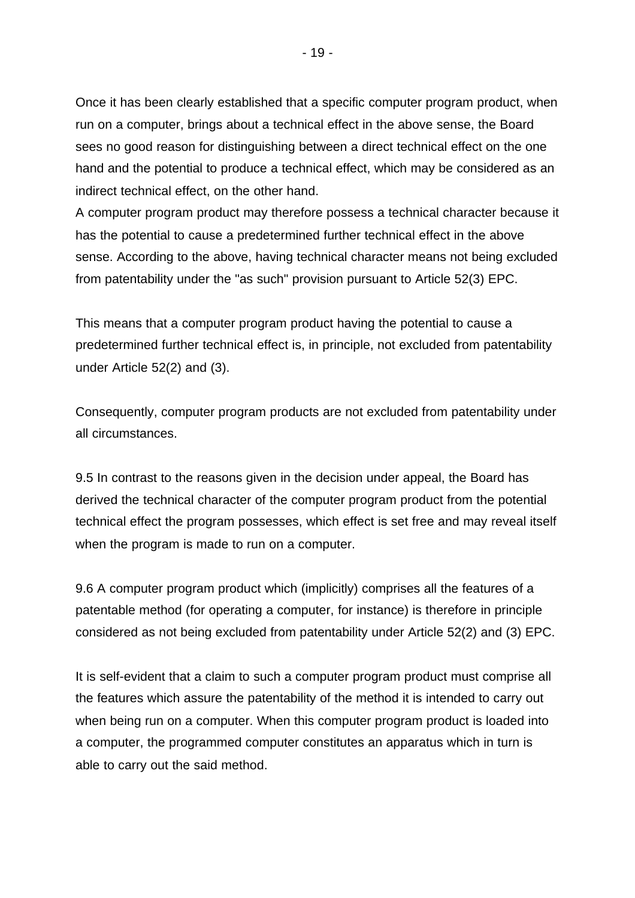Once it has been clearly established that a specific computer program product, when run on a computer, brings about a technical effect in the above sense, the Board sees no good reason for distinguishing between a direct technical effect on the one hand and the potential to produce a technical effect, which may be considered as an indirect technical effect, on the other hand.
A computer program product may therefore possess a technical character because it has the potential to cause a predetermined further technical effect in the above sense. According to the above, having technical character means not being excluded from patentability under the "as such" provision pursuant to Article 52(3) EPC.

This means that a computer program product having the potential to cause a predetermined further technical effect is, in principle, not excluded from patentability under Article 52(2) and (3).

Consequently, computer program products are not excluded from patentability under all circumstances.

9.5 In contrast to the reasons given in the decision under appeal, the Board has derived the technical character of the computer program product from the potential technical effect the program possesses, which effect is set free and may reveal itself when the program is made to run on a computer.

9.6 A computer program product which (implicitly) comprises all the features of a patentable method (for operating a computer, for instance) is therefore in principle considered as not being excluded from patentability under Article 52(2) and (3) EPC.

It is self-evident that a claim to such a computer program product must comprise all the features which assure the patentability of the method it is intended to carry out when being run on a computer. When this computer program product is loaded into a computer, the programmed computer constitutes an apparatus which in turn is able to carry out the said method.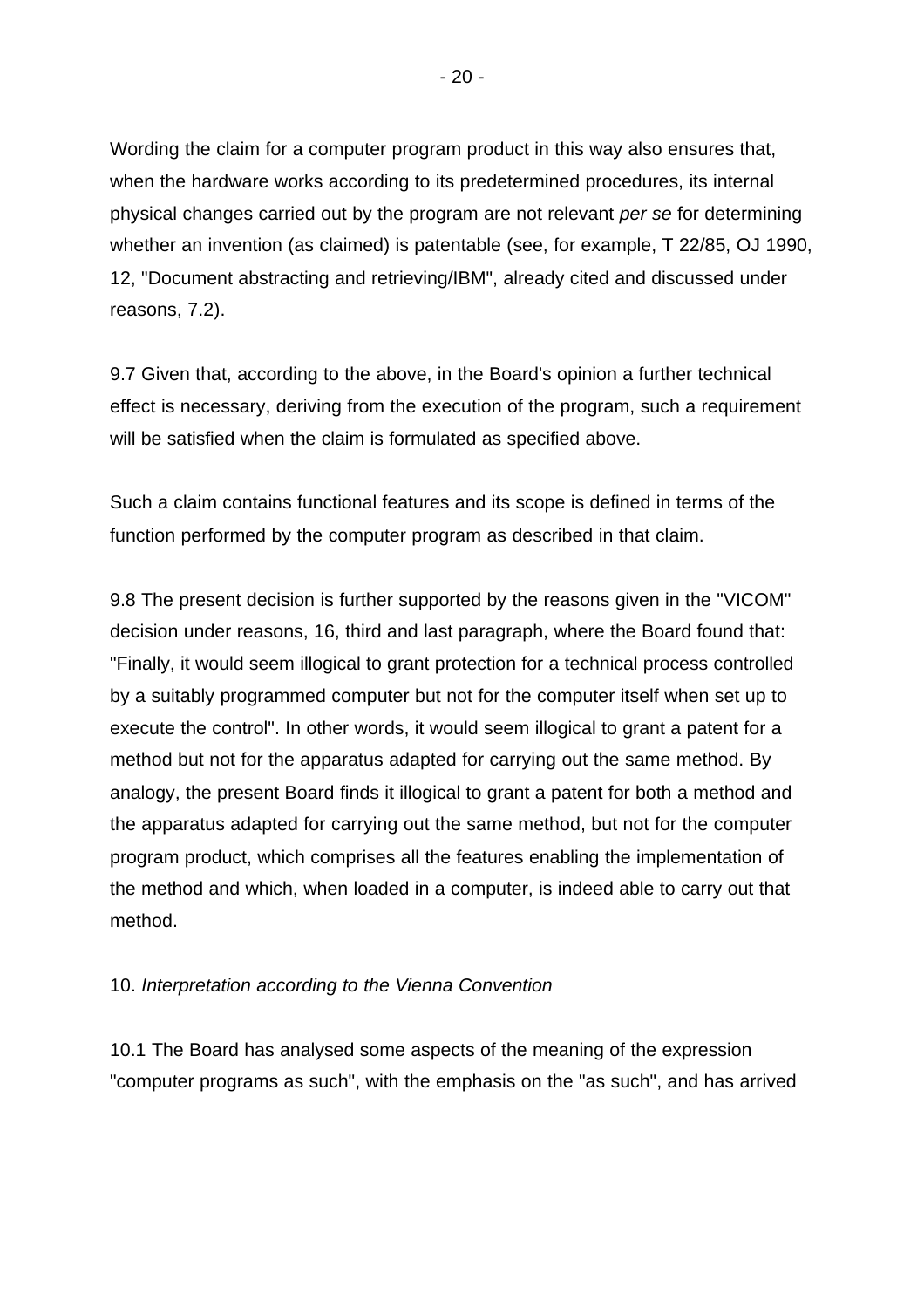Wording the claim for a computer program product in this way also ensures that, when the hardware works according to its predetermined procedures, its internal physical changes carried out by the program are not relevant *per se* for determining whether an invention (as claimed) is patentable (see, for example, T 22/85, OJ 1990, 12, "Document abstracting and retrieving/IBM", already cited and discussed under reasons, 7.2).

9.7 Given that, according to the above, in the Board's opinion a further technical effect is necessary, deriving from the execution of the program, such a requirement will be satisfied when the claim is formulated as specified above.

Such a claim contains functional features and its scope is defined in terms of the function performed by the computer program as described in that claim.

9.8 The present decision is further supported by the reasons given in the "VICOM" decision under reasons, 16, third and last paragraph, where the Board found that: "Finally, it would seem illogical to grant protection for a technical process controlled by a suitably programmed computer but not for the computer itself when set up to execute the control". In other words, it would seem illogical to grant a patent for a method but not for the apparatus adapted for carrying out the same method. By analogy, the present Board finds it illogical to grant a patent for both a method and the apparatus adapted for carrying out the same method, but not for the computer program product, which comprises all the features enabling the implementation of the method and which, when loaded in a computer, is indeed able to carry out that method.

10. *Interpretation according to the Vienna Convention*

10.1 The Board has analysed some aspects of the meaning of the expression "computer programs as such", with the emphasis on the "as such", and has arrived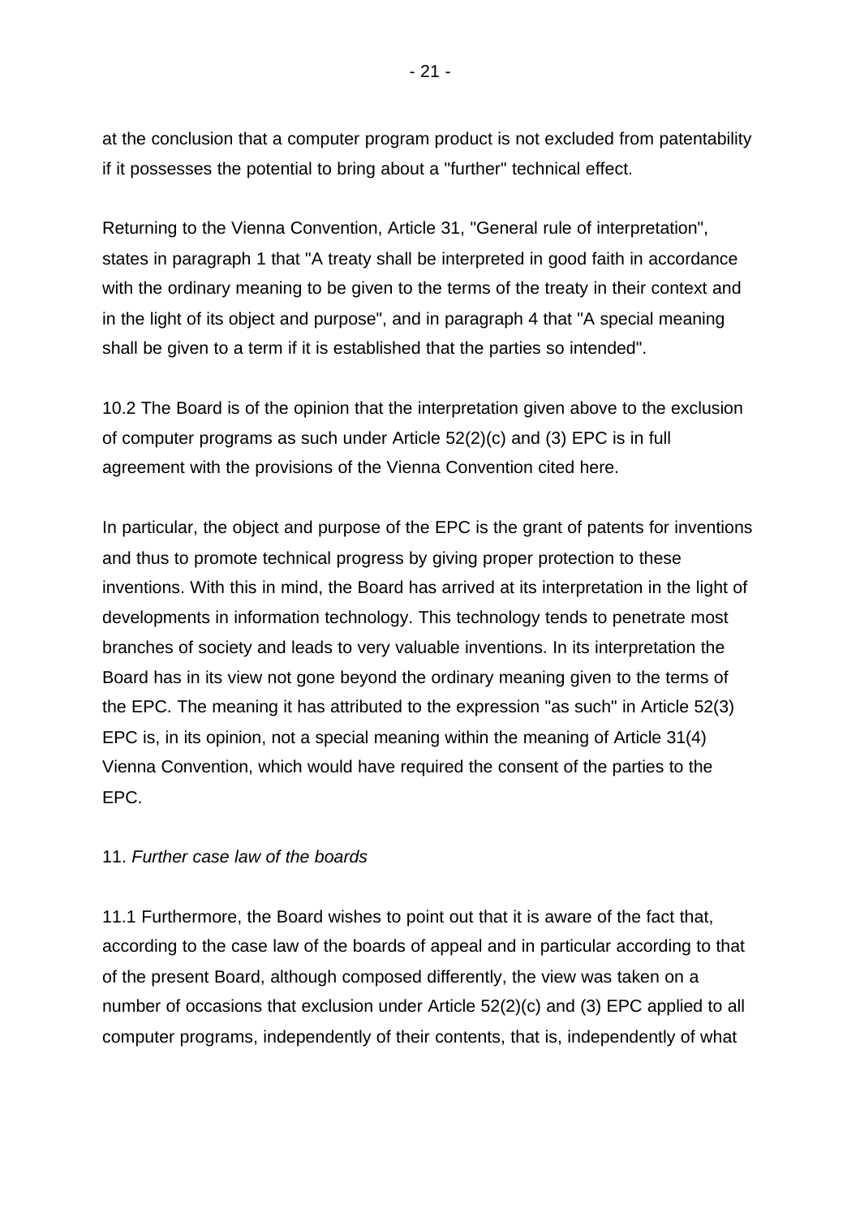at the conclusion that a computer program product is not excluded from patentability if it possesses the potential to bring about a "further" technical effect.

Returning to the Vienna Convention, Article 31, "General rule of interpretation", states in paragraph 1 that "A treaty shall be interpreted in good faith in accordance with the ordinary meaning to be given to the terms of the treaty in their context and in the light of its object and purpose", and in paragraph 4 that "A special meaning shall be given to a term if it is established that the parties so intended".

10.2 The Board is of the opinion that the interpretation given above to the exclusion of computer programs as such under Article 52(2)(c) and (3) EPC is in full agreement with the provisions of the Vienna Convention cited here.

In particular, the object and purpose of the EPC is the grant of patents for inventions and thus to promote technical progress by giving proper protection to these inventions. With this in mind, the Board has arrived at its interpretation in the light of developments in information technology. This technology tends to penetrate most branches of society and leads to very valuable inventions. In its interpretation the Board has in its view not gone beyond the ordinary meaning given to the terms of the EPC. The meaning it has attributed to the expression "as such" in Article 52(3) EPC is, in its opinion, not a special meaning within the meaning of Article 31(4) Vienna Convention, which would have required the consent of the parties to the EPC.

11. *Further case law of the boards*

11.1 Furthermore, the Board wishes to point out that it is aware of the fact that, according to the case law of the boards of appeal and in particular according to that of the present Board, although composed differently, the view was taken on a number of occasions that exclusion under Article 52(2)(c) and (3) EPC applied to all computer programs, independently of their contents, that is, independently of what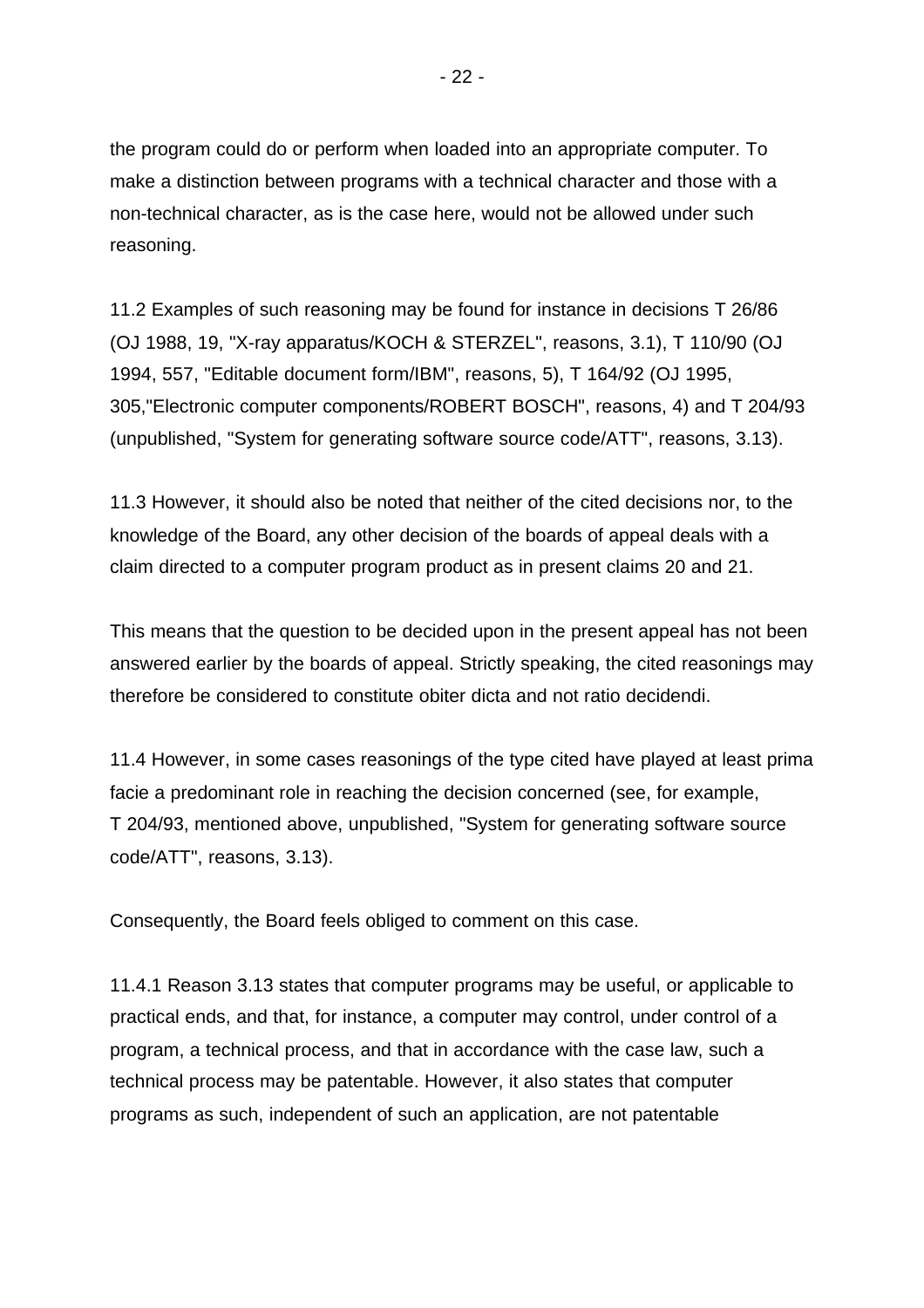the program could do or perform when loaded into an appropriate computer. To make a distinction between programs with a technical character and those with a non-technical character, as is the case here, would not be allowed under such reasoning.

11.2 Examples of such reasoning may be found for instance in decisions T 26/86 (OJ 1988, 19, "X-ray apparatus/KOCH & STERZEL", reasons, 3.1), T 110/90 (OJ 1994, 557, "Editable document form/IBM", reasons, 5), T 164/92 (OJ 1995, 305,"Electronic computer components/ROBERT BOSCH", reasons, 4) and T 204/93 (unpublished, "System for generating software source code/ATT", reasons, 3.13).

11.3 However, it should also be noted that neither of the cited decisions nor, to the knowledge of the Board, any other decision of the boards of appeal deals with a claim directed to a computer program product as in present claims 20 and 21.

This means that the question to be decided upon in the present appeal has not been answered earlier by the boards of appeal. Strictly speaking, the cited reasonings may therefore be considered to constitute obiter dicta and not ratio decidendi.

11.4 However, in some cases reasonings of the type cited have played at least prima facie a predominant role in reaching the decision concerned (see, for example, T 204/93, mentioned above, unpublished, "System for generating software source code/ATT", reasons, 3.13).

Consequently, the Board feels obliged to comment on this case.

11.4.1 Reason 3.13 states that computer programs may be useful, or applicable to practical ends, and that, for instance, a computer may control, under control of a program, a technical process, and that in accordance with the case law, such a technical process may be patentable. However, it also states that computer programs as such, independent of such an application, are not patentable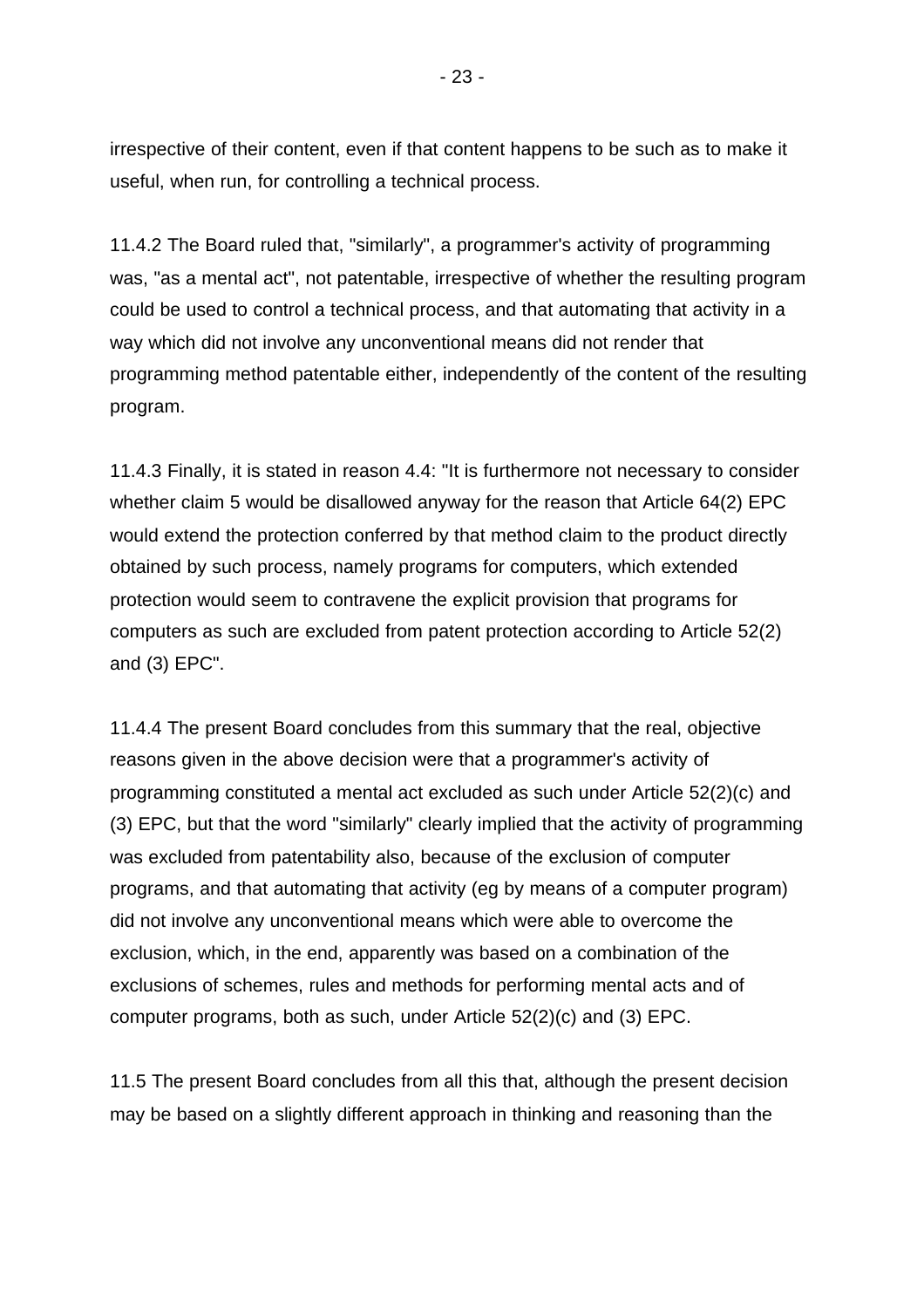irrespective of their content, even if that content happens to be such as to make it useful, when run, for controlling a technical process.

11.4.2 The Board ruled that, "similarly", a programmer's activity of programming was, "as a mental act", not patentable, irrespective of whether the resulting program could be used to control a technical process, and that automating that activity in a way which did not involve any unconventional means did not render that programming method patentable either, independently of the content of the resulting program.

11.4.3 Finally, it is stated in reason 4.4: "It is furthermore not necessary to consider whether claim 5 would be disallowed anyway for the reason that Article 64(2) EPC would extend the protection conferred by that method claim to the product directly obtained by such process, namely programs for computers, which extended protection would seem to contravene the explicit provision that programs for computers as such are excluded from patent protection according to Article 52(2) and (3) EPC".

11.4.4 The present Board concludes from this summary that the real, objective reasons given in the above decision were that a programmer's activity of programming constituted a mental act excluded as such under Article 52(2)(c) and (3) EPC, but that the word "similarly" clearly implied that the activity of programming was excluded from patentability also, because of the exclusion of computer programs, and that automating that activity (eg by means of a computer program) did not involve any unconventional means which were able to overcome the exclusion, which, in the end, apparently was based on a combination of the exclusions of schemes, rules and methods for performing mental acts and of computer programs, both as such, under Article 52(2)(c) and (3) EPC.

11.5 The present Board concludes from all this that, although the present decision may be based on a slightly different approach in thinking and reasoning than the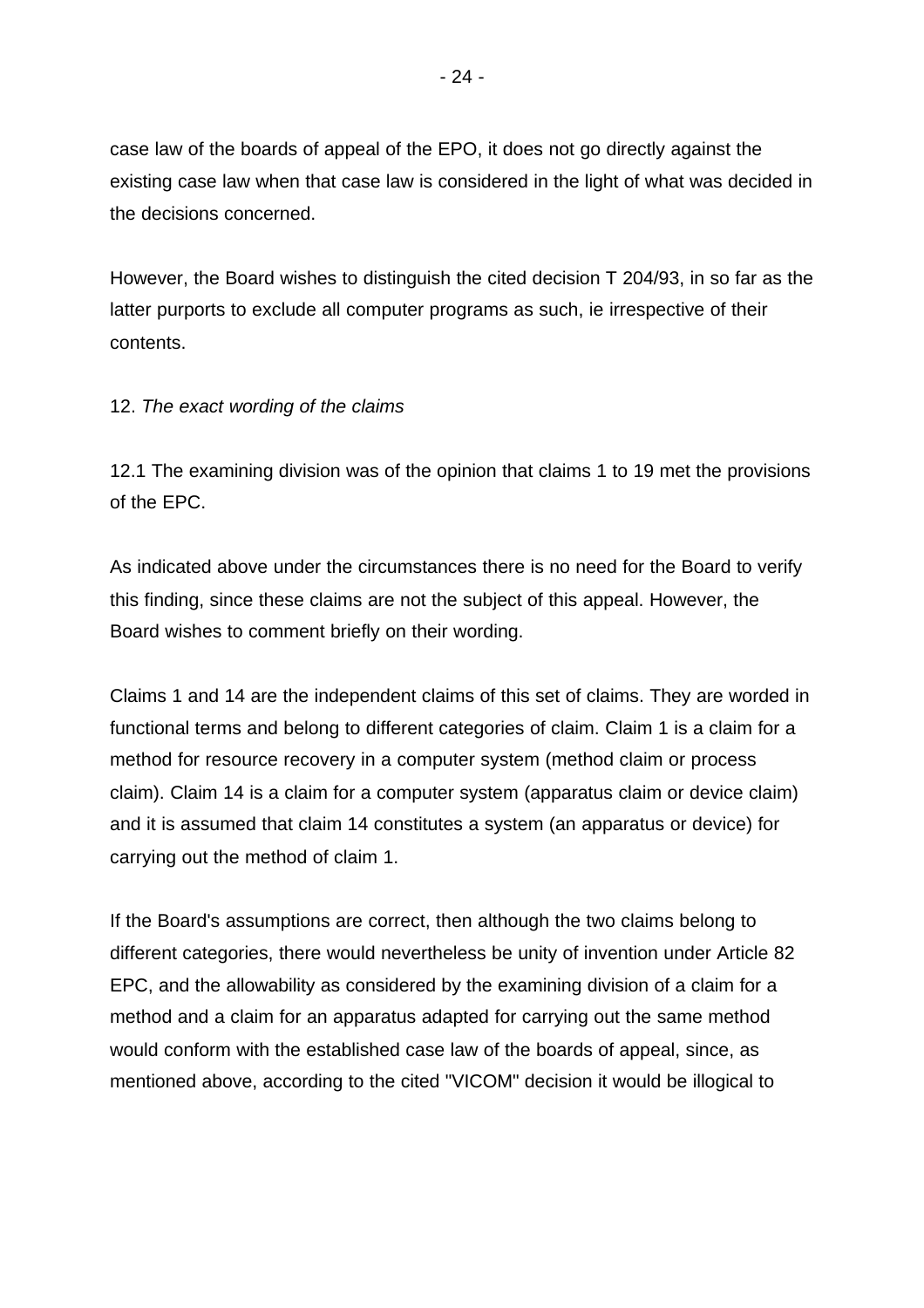case law of the boards of appeal of the EPO, it does not go directly against the existing case law when that case law is considered in the light of what was decided in the decisions concerned.

However, the Board wishes to distinguish the cited decision T 204/93, in so far as the latter purports to exclude all computer programs as such, ie irrespective of their contents.

12. *The exact wording of the claims*

12.1 The examining division was of the opinion that claims 1 to 19 met the provisions of the EPC.

As indicated above under the circumstances there is no need for the Board to verify this finding, since these claims are not the subject of this appeal. However, the Board wishes to comment briefly on their wording.

Claims 1 and 14 are the independent claims of this set of claims. They are worded in functional terms and belong to different categories of claim. Claim 1 is a claim for a method for resource recovery in a computer system (method claim or process claim). Claim 14 is a claim for a computer system (apparatus claim or device claim) and it is assumed that claim 14 constitutes a system (an apparatus or device) for carrying out the method of claim 1.

If the Board's assumptions are correct, then although the two claims belong to different categories, there would nevertheless be unity of invention under Article 82 EPC, and the allowability as considered by the examining division of a claim for a method and a claim for an apparatus adapted for carrying out the same method would conform with the established case law of the boards of appeal, since, as mentioned above, according to the cited "VICOM" decision it would be illogical to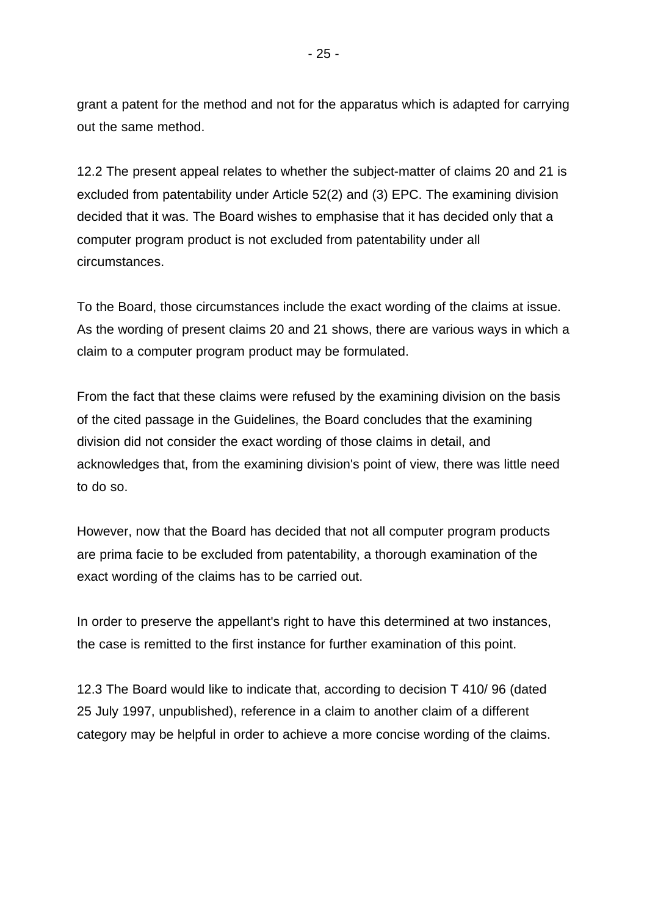grant a patent for the method and not for the apparatus which is adapted for carrying out the same method.

12.2 The present appeal relates to whether the subject-matter of claims 20 and 21 is excluded from patentability under Article 52(2) and (3) EPC. The examining division decided that it was. The Board wishes to emphasise that it has decided only that a computer program product is not excluded from patentability under all circumstances.

To the Board, those circumstances include the exact wording of the claims at issue. As the wording of present claims 20 and 21 shows, there are various ways in which a claim to a computer program product may be formulated.

From the fact that these claims were refused by the examining division on the basis of the cited passage in the Guidelines, the Board concludes that the examining division did not consider the exact wording of those claims in detail, and acknowledges that, from the examining division's point of view, there was little need to do so.

However, now that the Board has decided that not all computer program products are prima facie to be excluded from patentability, a thorough examination of the exact wording of the claims has to be carried out.

In order to preserve the appellant's right to have this determined at two instances, the case is remitted to the first instance for further examination of this point.

12.3 The Board would like to indicate that, according to decision T 410/ 96 (dated 25 July 1997, unpublished), reference in a claim to another claim of a different category may be helpful in order to achieve a more concise wording of the claims.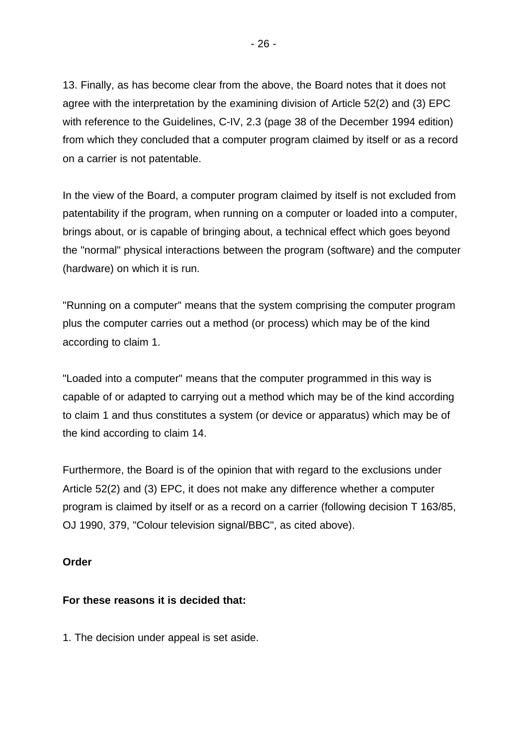13. Finally, as has become clear from the above, the Board notes that it does not agree with the interpretation by the examining division of Article 52(2) and (3) EPC with reference to the Guidelines, C-IV, 2.3 (page 38 of the December 1994 edition) from which they concluded that a computer program claimed by itself or as a record on a carrier is not patentable.

In the view of the Board, a computer program claimed by itself is not excluded from patentability if the program, when running on a computer or loaded into a computer, brings about, or is capable of bringing about, a technical effect which goes beyond the "normal" physical interactions between the program (software) and the computer (hardware) on which it is run.

"Running on a computer" means that the system comprising the computer program plus the computer carries out a method (or process) which may be of the kind according to claim 1.

"Loaded into a computer" means that the computer programmed in this way is capable of or adapted to carrying out a method which may be of the kind according to claim 1 and thus constitutes a system (or device or apparatus) which may be of the kind according to claim 14.

Furthermore, the Board is of the opinion that with regard to the exclusions under Article 52(2) and (3) EPC, it does not make any difference whether a computer program is claimed by itself or as a record on a carrier (following decision T 163/85, OJ 1990, 379, "Colour television signal/BBC", as cited above).

**Order**

**For these reasons it is decided that:**

1. The decision under appeal is set aside.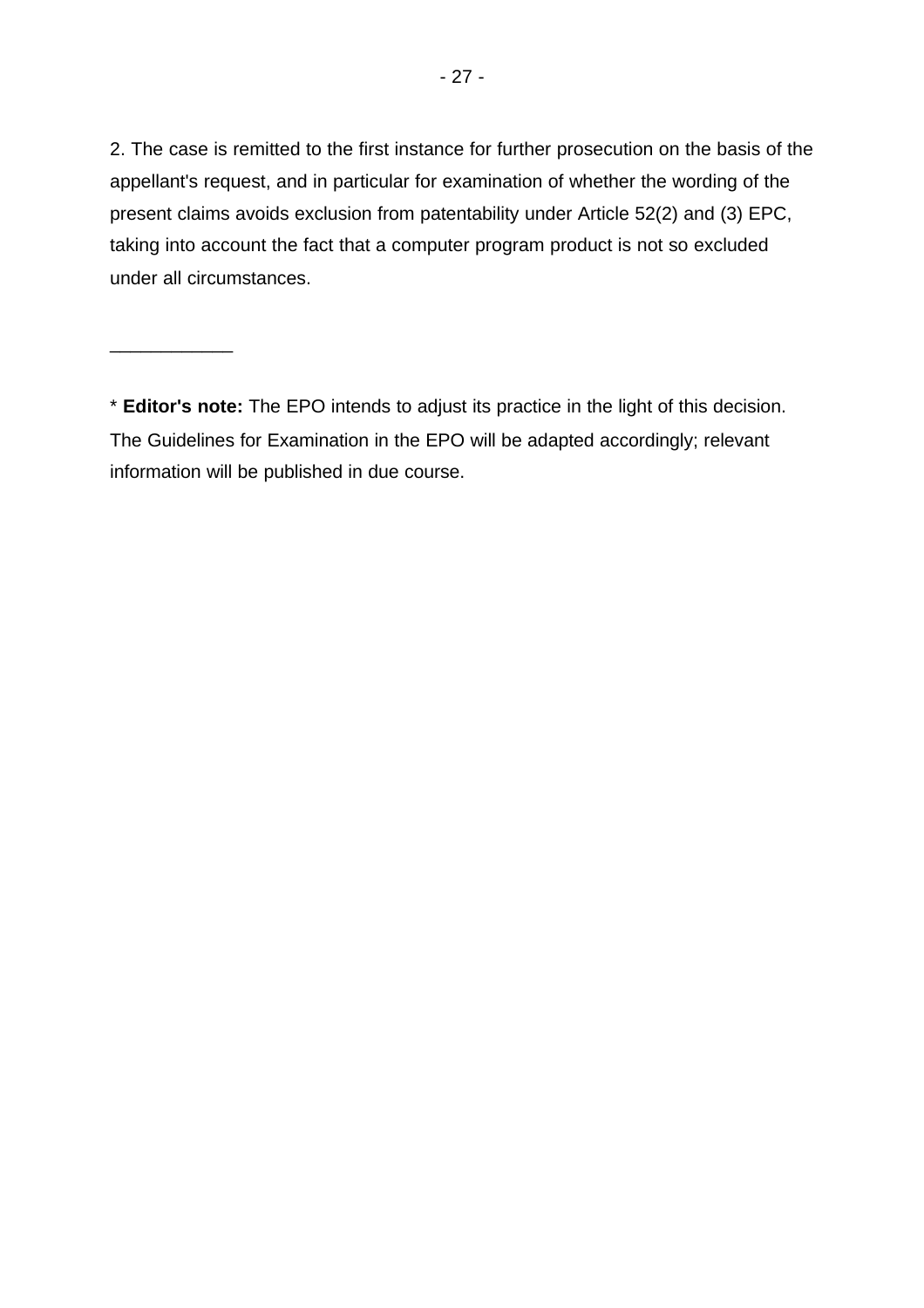2. The case is remitted to the first instance for further prosecution on the basis of the appellant's request, and in particular for examination of whether the wording of the present claims avoids exclusion from patentability under Article 52(2) and (3) EPC, taking into account the fact that a computer program product is not so excluded under all circumstances.

___________

* **Editor's note:** The EPO intends to adjust its practice in the light of this decision. The Guidelines for Examination in the EPO will be adapted accordingly; relevant information will be published in due course.